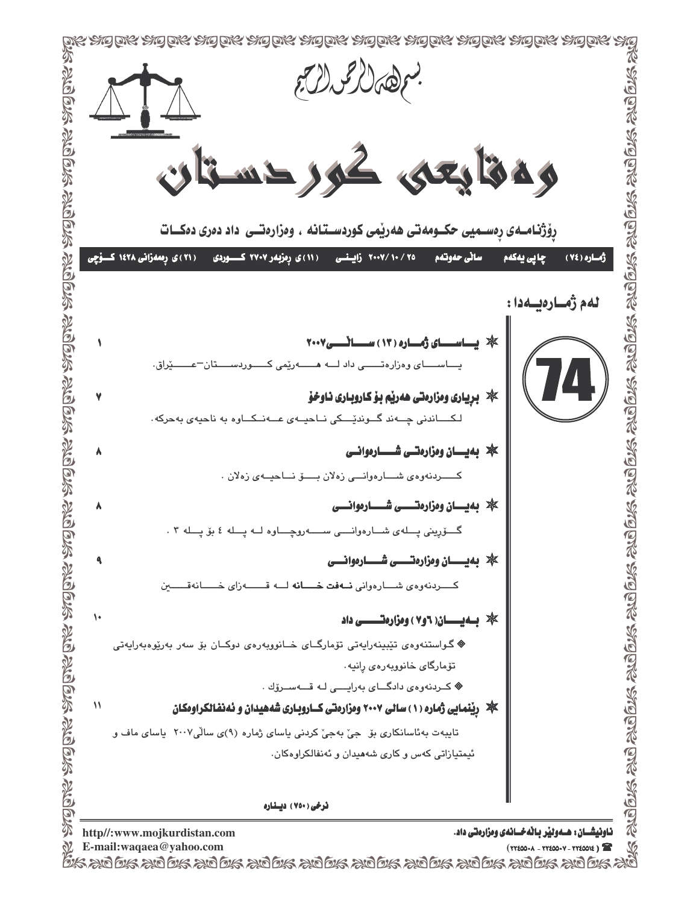بسم الله الرحمن الرحيم

# وەقایعی کوردستان

رۆژنامەی رەسمیی حکومەتی هەرێمی کوردستانە ، وەزارەتی داد دەری دەکات

ژمارە (٧٤) | چاپی یەکەم | ساڵی حەوتەم | ٢٥ / ١٠ /٢٠٠٧ زایینی | (١١)ی رەزبەر ٢٧٠٧ کوردی | (٢١)ی رەمەزانی ١٤٢٨ کۆچی

## لەم ژمارەیەدا :

**74**

| | |
|---|---|
| ✻ **یاسای ژمارە (١٣) ساڵی ٢٠٠٧**<br>یاسای وەزارەتی داد لە هەرێمی کوردستان–عێراق. | ١ |
| ✻ **بڕیاری وەزارەتی هەرێم بۆ کاروباری ناوخۆ**<br>لکاندنی چەند گوندێکی ناحیەی عەنکاوە بە ناحیەی بەحرکە. | ٧ |
| ✻ **بەیان وەزارەتی شارەوانی**<br>کردنەوەی شارەوانی زەلان بۆ ناحیەی زەلان . | ٨ |
| ✻ **بەیان وەزارەتی شارەوانی**<br>گۆڕینی پلەی شارەوانی سەروچاوە لە پلە ٤ بۆ پلە ٣ . | ٨ |
| ✻ **بەیان وەزارەتی شارەوانی**<br>کردنەوەی شارەوانی **نەفت خانە** لە قەزای خانەقین | ٩ |
| ✻ **بەیان( ٦و٧ ) وەزارەتی داد**<br>◈ گواستنەوەی تێبینەرایەتی تۆمارگای خانووبەرەی دوکان بۆ سەر بەڕێوەبەرایەتی تۆمارگای خانووبەرەی رانیە.<br>◈ کردنەوەی دادگای بەرایی لە قەسرۆک . | ١٠ |
| ✻ **ڕێنمایی ژمارە (١) ساڵی ٢٠٠٧ وەزارەتی کاروباری شەهیدان و ئەنفالکراوەکان**<br>تایبەت بەئاسانکاری بۆ جێ بەجێ کردنی یاسای ژمارە (٩)ی ساڵی٢٠٠٧ یاسای ماف و ئیمتیازاتی کەس و کاری شەهیدان و ئەنفالکراوەکان. | ١١ |

نرخی (٧٥٠) دینارە

ناونیشان: هەولێر باڵەخانەی وەزارەتی داد.
☎ (٢٢٤٥٥٠١٤ - ٢٢٤٥٥٠٠٧ - ٢٢٤٥٥٠٠٨)

http//:www.mojkurdistan.com
E-mail:waqaea@yahoo.com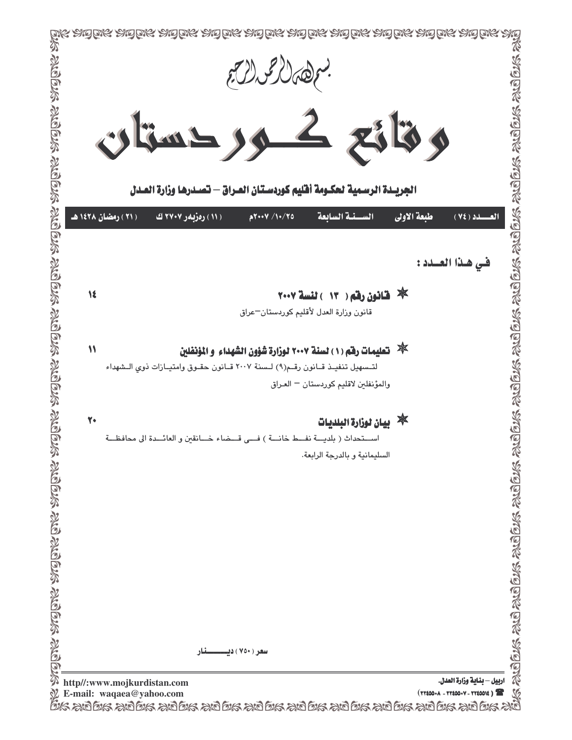بسم الله الرحمن الرحيم

# وقائع كوردستان

**الجريدة الرسمية لحكومة أقليم كوردستان العراق – تصدرها وزارة العدل**

| العـــدد ( ٧٤ ) | طبعة الاولى | الســنــة السابعة | ٢٥/١٠/ ٢٠٠٧م | ( ١١ ) رەزبەر ٢٧٠٧ ك | ( ٢١ ) رمضان ١٤٢٨ هـ |
|---|---|---|---|---|---|

## فـي هـذا العــدد :

* **قانون رقم ( ١٣ ) لنسة ٢٠٠٧** ١٤

قانون وزارة العدل لأقليم كوردستان–عراق

* **تعليمات رقم (١) لسنة ٢٠٠٧ لوزارة شؤون الشهداء و المؤنفلين** ١١

لتسهيل تنفيذ قانون رقم(٩) لسنة ٢٠٠٧ قانون حقوق وامتيازات ذوي الشهداء والمؤنفلين لاقليم كوردستان – العراق

* **بيان لوزارة البلديات** ٢٠

استحداث ( بلدية نفط خانة ) في قضاء خانقين و العائدة الى محافظة السليمانية و بالدرجة الرابعة.

سعر ( ٧٥٠ ) دينــــار

اربيل – بناية وزارة العدل.
☎ ( ٢٢٤٥٥١٤ - ٢٢٤٥٥٠٧ - ٢٢٤٥٥٠٨ )

http//:www.mojkurdistan.com
E-mail: waqaea@yahoo.com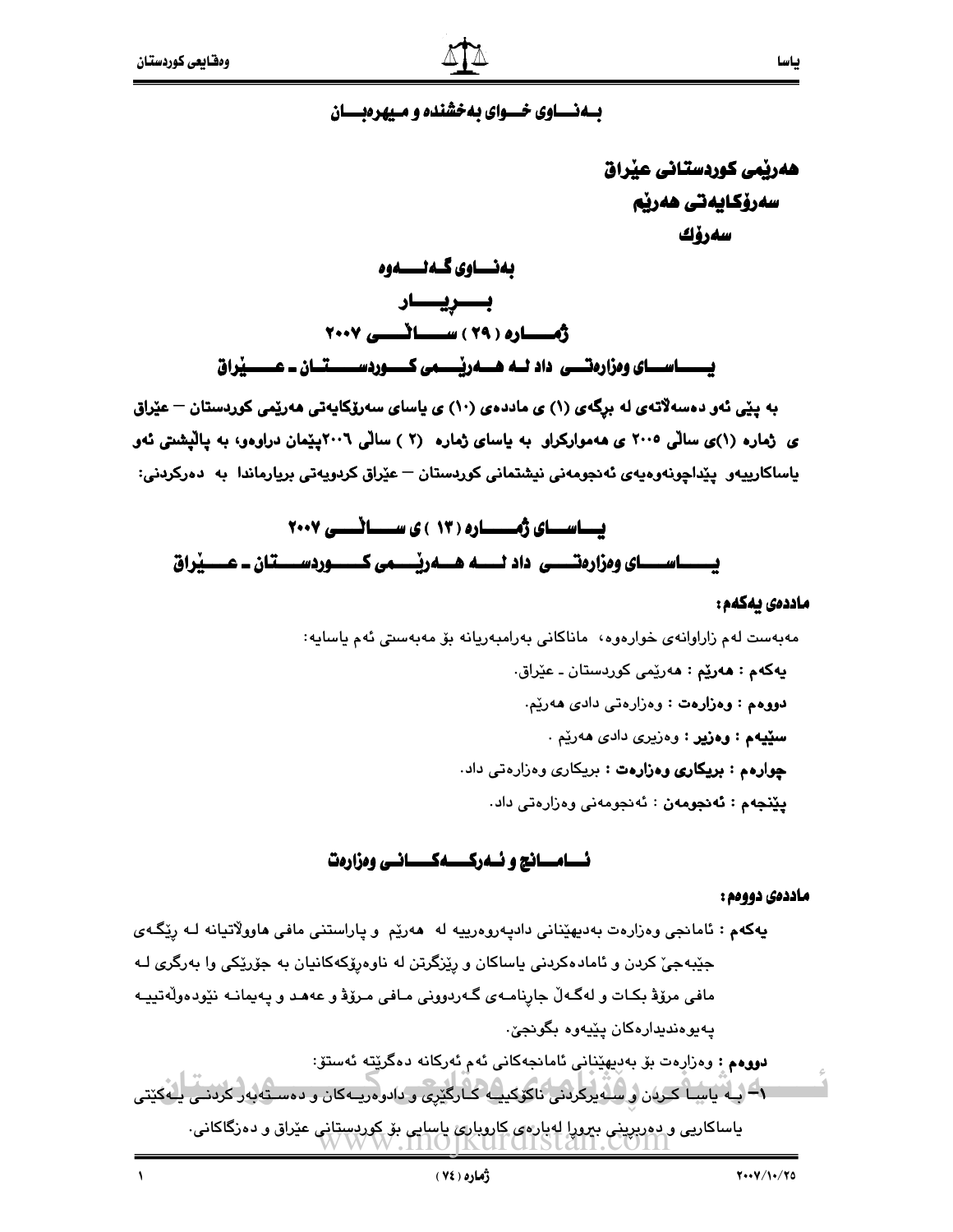بـەنـــاوی خـــوای بەخشندە و میهرەبـــان

**هەرێمی کوردستانی عێراق**
**سەرۆکایەتی هەرێم**
**سەرۆك**

## بەنــاوی گـەلـــەوە

## بـــڕیـــار

## ژمـــارە ( ٢٩ ) ســـاڵـــی ٢٠٠٧

## یـــــاســـای وەزارەتـــی داد لــە هـــەرێـــمی کـــوردســـتـــان ـ عـــێراق

به پێی ئەو دەسەڵاتەی لە برگەی (١) ی ماددەی (١٠) ی یاسای سەرۆکایەتی هەرێمی کوردستان – عێراق ی ژمارە (١)ی ساڵی ٢٠٠٥ ی هەموارکراو بە یاسای ژمارە (٢) ساڵی ٢٠٠٦پێمان دراوەو، بە پاڵپشتی ئەو یاساکارییەو پێداچونەوەیەی ئەنجومەنی نیشتمانی کوردستان – عێراق کردویەتی بریارماندا بە دەرکردنی:

## یـــاســـای ژمـــارە (١٣ ) ی ســـاڵـــی ٢٠٠٧

## یـــــاســـای وەزارەتـــی داد لـــە هـــەرێـــمی کـــوردســـتـــان ـ عـــێراق

**ماددەی یەکەم:**

مەبەست لەم زاراوانەی خوارەوە، ماناکانی بەرامبەریانە بۆ مەبەستی ئەم یاسایە:

**یەکەم : هەرێم** : هەرێمی کوردستان ـ عێراق.

**دووەم : وەزارەت** : وەزارەتی دادی هەرێم.

**سێیەم : وەزیر** : وەزیری دادی هەرێم .

**چوارەم : بریکاری وەزارەت** : بریکاری وەزارەتی داد.

**پێنجەم : ئەنجومەن** : ئەنجومەنی وەزارەتی داد.

## ئــامــانج و ئــەرکـــەکـــانـــی وەزارەت

**ماددەی دووەم:**

**یەکەم** : ئامانجی وەزارەت بەدیهێنانی دادپەروەرییە لە هەرێم و پاراستنی مافی هاووڵاتیانە لـە ڕێگـەی جێبەجێ کردن و ئامادەکردنی یاساکان و ڕێزگرتن لە ناوەڕۆکەکانیان بە جۆرێکی وا بەرگری لـە مافی مرۆڤ بکـات و لەگـەڵ جاڕنامـەی گـەردوونی مـافی مـرۆڤ و عەهـد و پـەیمانـە نێودەوڵەتییـە پەیوەندیدارەکان پێیەوە بگونجێ.

**دووەم** : وەزارەت بۆ بەدیهێنانی ئامانجەکانی ئەم ئەرکانە دەگرێتە ئەستۆ:

١- بـە یاسـا کـردن و سـەیرکردنی ناکۆکییـە کـارگێڕی و دادوەریـەکان و دەسـتەبەر کردنـی یـەکێتی یاساکاریی و دەربڕینی بیروڕا لەبارەی کاروباری یاسایی بۆ کوردستانی عێراق و دەزگاکانی.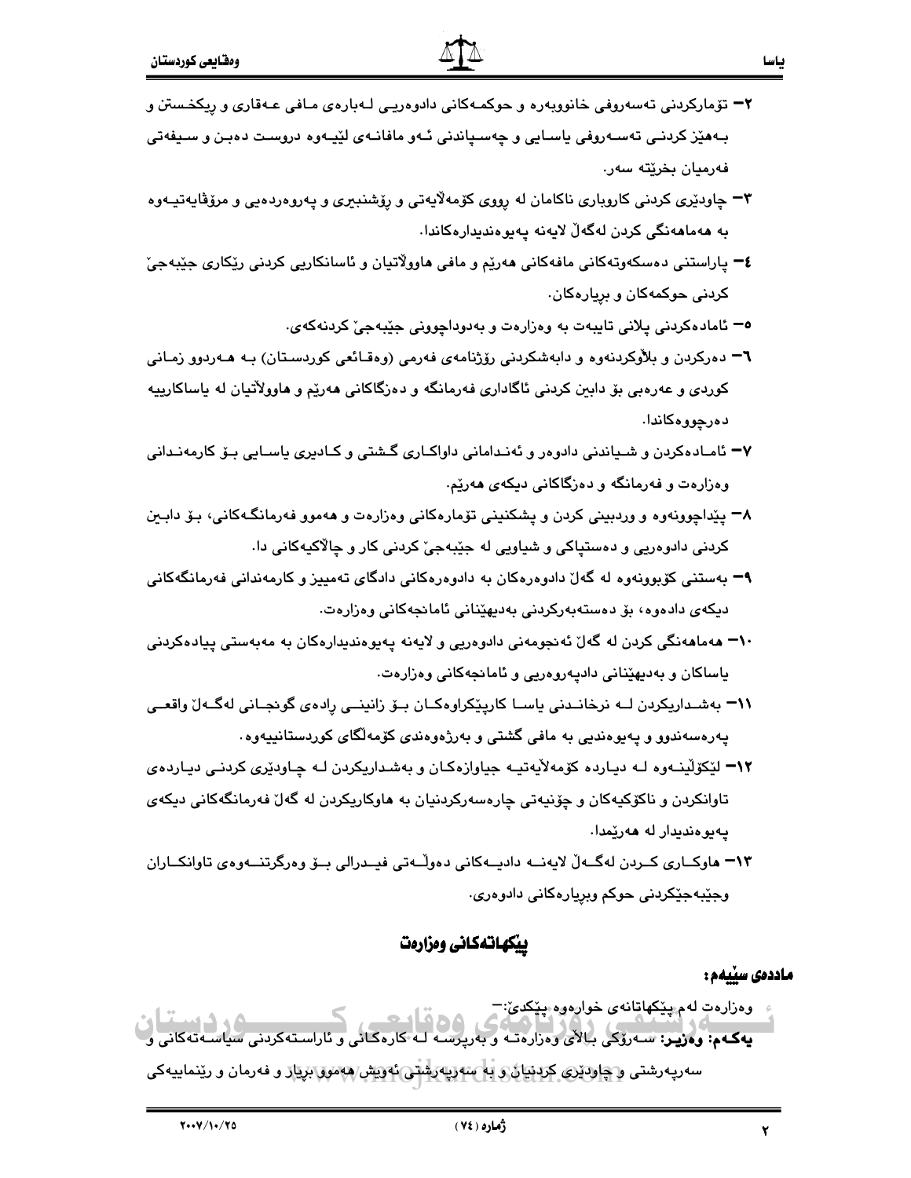٢- تۆمارکردنی تەسەروفی خانووبەرە و حوکمەکانی دادوەریی لەبارەی مافی عەقاری و ڕێکخستن و بەهێز کردنی تەسەروفی یاسایی و چەسپاندنی ئەو مافانەی لێیەوە دروست دەبن و سیفەتی فەرمیان بخرێتە سەر.

٣- چاودێری کردنی کاروباری ناکامان لە ڕووی کۆمەڵایەتی و ڕۆشنبیری و پەروەردەیی و مرۆڤایەتیەوە بە هەماهەنگی کردن لەگەڵ لایەنە پەیوەندیدارەکاندا.

٤- پاراستنی دەسکەوتەکانی مافەکانی هەرێم و مافی هاووڵاتیان و ئاسانکاریی کردنی ڕێکاری جێبەجێ کردنی حوکمەکان و بڕیارەکان.

٥- ئامادەکردنی پلانی تایبەت بە وەزارەت و بەدواداچوونی جێبەجێ کردنەکەی.

٦- دەرکردن و بڵاوکردنەوە و دابەشکردنی ڕۆژنامەی فەرمی (وەقائعی کوردستان) بە هەردوو زمانی کوردی و عەرەبی بۆ دابین کردنی ئاگاداری فەرمانگە و دەزگاکانی هەرێم و هاووڵاتیان لە یاساکارییە دەرچووەکاندا.

٧- ئامادەکردن و شیاندنی دادوەر و ئەندامانی داواکاری گشتی و کادیری یاسایی بۆ کارمەندانی وەزارەت و فەرمانگە و دەزگاکانی دیکەی هەرێم.

٨- پێداچوونەوە و وردبینی کردن و پشکنینی تۆمارەکانی وەزارەت و هەموو فەرمانگەکانی، بۆ دابین کردنی دادوەریی و دەستپاکی و شیاویی لە جێبەجێ کردنی کار و چالاکیەکانی دا.

٩- بەستنی کۆبوونەوە لە گەڵ دادوەرەکان بە دادوەرەکانی دادگای تەمییز و کارمەندانی فەرمانگەکانی دیکەی دادەوە، بۆ دەستەبەرکردنی بەدیهێنانی ئامانجەکانی وەزارەت.

١٠- هەماهەنگی کردن لە گەڵ ئەنجومەنی دادوەریی و لایەنە پەیوەندیدارەکان بە مەبەستی پیادەکردنی یاساکان و بەدیهێنانی دادپەروەریی و ئامانجەکانی وەزارەت.

١١- بەشداریکردن لە نرخاندنی یاسا کارپێکراوەکان بۆ زانینی ڕادەی گونجانی لەگەڵ واقعی پەرەسەندوو و پەیوەندیی بە مافی گشتی و بەرژەوەندی کۆمەڵگای کوردستانییەوە.

١٢- لێکۆڵینەوە لە دیاردە کۆمەڵایەتیە جیاوازەکان و بەشداریکردن لە چاودێری کردنی دیاردەی تاوانکردن و ناکۆکیەکان و چۆنیەتی چارەسەرکردنیان بە هاوکاریکردن لە گەڵ فەرمانگەکانی دیکەی پەیوەندیدار لە هەرێمدا.

١٣- هاوکاری کردن لەگەڵ لایەنە دادیەکانی دەوڵەتی فیدرالی بۆ وەرگرتنەوەی تاوانکاران وجێبەجێکردنی حوکم وبڕیارەکانی دادوەری.

## پێکهاتەکانی وەزارەت

**ماددەی سێیەم:**

وەزارەت لەم پێکهاتانەی خوارەوە پێکدێ:-

**یەکەم: وەزیر:** سەرۆکی باڵای وەزارەتە و بەرپرسە لە کارەکانی و ئاراستەکردنی سیاسەتەکانی و سەرپەرشتی و چاودێری کردنیان و بە سەرپەرشتی ئەویش هەموو بڕیار و فەرمان و ڕێنماییەکی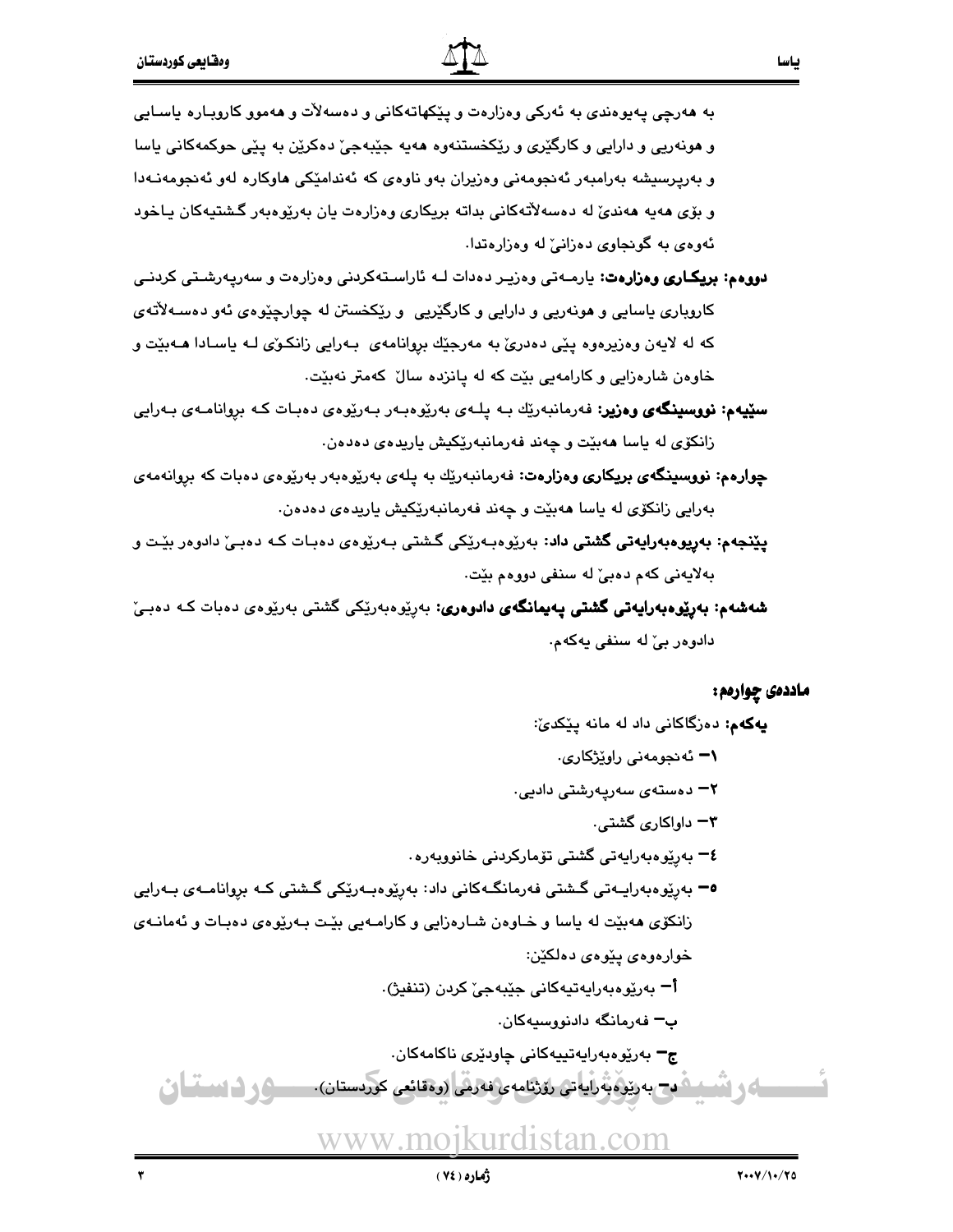به هەرچی پەیوەندی بە ئەرکی وەزارەت و پێکهاتەکانی و دەسەلأت و هەموو کاروبارە یاسایی و هونەریی و دارایی و کارگێری و ڕێکخستنەوە هەیە جێبەجێ دەکرێن بە پێی حوکمەکانی یاسا و بەرپرسیشە بەرامبەر ئەنجومەنی وەزیران بەو ناوەی کە ئەندامێکی هاوکارە لەو ئەنجومەنەدا و بۆی هەیە هەندێ لە دەسەلأتەکانی بداتە بریکاری وەزارەت یان بەڕێوەبەر گشتیەکان یاخود ئەوەی بە گونجاوی دەزانێ لە وەزارەتدا.

**دووەم: بریکاری وەزارەت:** یارمەتی وەزیر دەدات لە ئاراستەکردنی وەزارەت و سەرپەرشتی کردنی کاروباری یاسایی و هونەریی و دارایی و کارگێریی و ڕێکخستن لە چوارچێوەی ئەو دەسەلأتەی کە لە لایەن وەزیرەوە پێی دەدرێ بە مەرجێك بڕوانامەی بەرایی زانکۆی لە یاسادا هەبێت و خاوەن شارەزایی و کارامەیی بێت کە لە پانزدە ساڵ کەمتر نەبێت.

**سێیەم: نووسینگەی وەزیر:** فەرمانبەرێك بە پلەی بەرێوەبەر بەرێوەی دەبات کە بڕوانامەی بەرایی زانکۆی لە یاسا هەبێت و چەند فەرمانبەرێکیش یاریدەی دەدەن.

**چوارەم: نووسینگەی بریکاری وەزارەت:** فەرمانبەرێك بە پلەی بەرێوەبەر بەرێوەی دەبات کە بڕوانەمەی بەرایی زانکۆی لە یاسا هەبێت و چەند فەرمانبەرێکیش یاریدەی دەدەن.

**پێنجەم: بەڕێوەبەرایەتی گشتی داد:** بەرێوەبەرێکی گشتی بەرێوەی دەبات کە دەبێ دادوەر بێت و بەلایەنی کەم دەبێ لە سنفی دووەم بێت.

**شەشەم: بەڕێوەبەرایەتی گشتی پەیمانگەی دادوەری:** بەرێوەبەرێکی گشتی بەرێوەی دەبات کە دەبێ دادوەر بێ لە سنفی یەکەم.

## ماددەی چوارەم:

**یەکەم:** دەزگاکانی داد لە مانە پێکدێ:

١– ئەنجومەنی راوێژکاری.

٢– دەستەی سەرپەرشتی دادیی.

٣– داواکاری گشتی.

٤– بەڕێوەبەرایەتی گشتی تۆمارکردنی خانووبەرە.

٥– بەڕێوەبەرایەتی گشتی فەرمانگەکانی داد: بەرێوەبەرێکی گشتی کە بڕوانامەی بەرایی زانکۆی هەبێت لە یاسا و خاوەن شارەزایی و کارامەیی بێت بەرێوەی دەبات و ئەمانەی خوارەوەی پێوەی دەلکێن:

أ– بەرێوەبەرایەتیەکانی جێبەجێ کردن (تنفیذ).

ب– فەرمانگە دادنووسیەکان.

ج– بەرێوەبەرایەتییەکانی چاودێری ناکامەکان.

د– بەرێوەبەرایەتی رۆژنامەی فەرمی (وەقائعی کوردستان).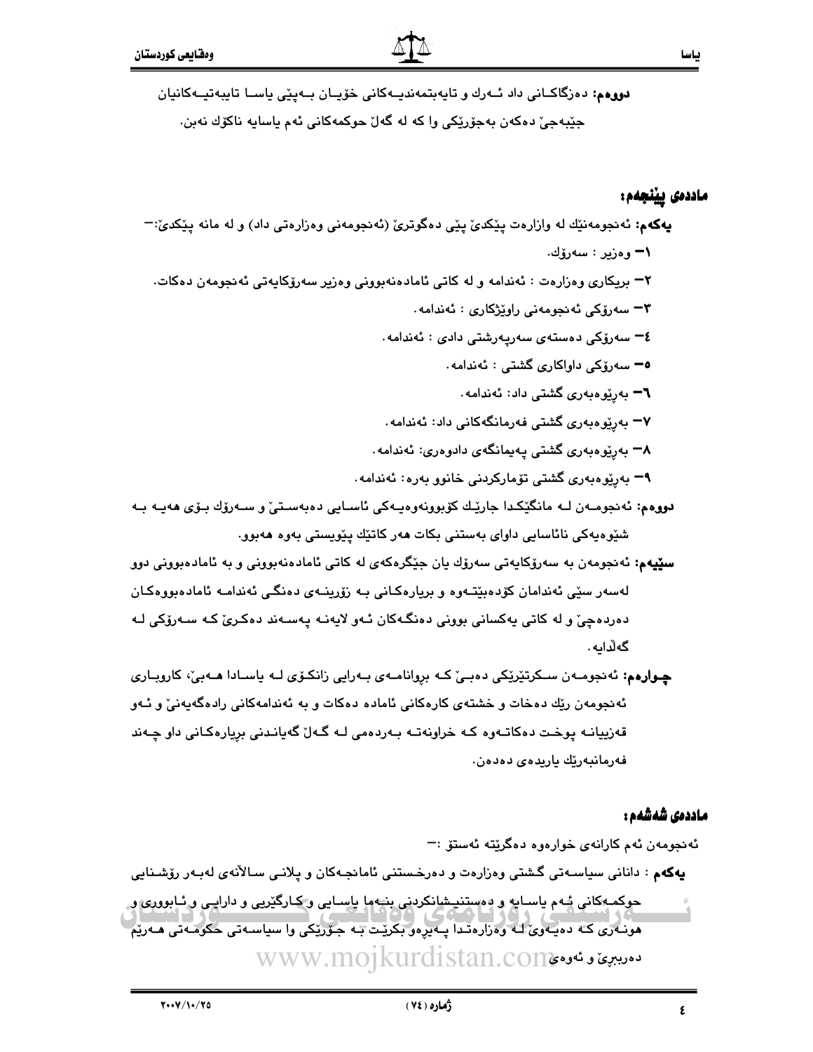**دووەم:** دەزگاكـانی داد ئـەرك و تايەبتمەنديـەكانی خۆيـان بـەپێی ياسـا تايبەتيـەكانيان جێبەجێ دەكەن بەجۆرێكی وا كە لە گەڵ حوكمەكانی ئەم ياسايە ناكۆك نەبن.

## ماددەی پێنجەم:

**يەكەم:** ئەنجومەنێك لە وازارەت پێكدێ پێی دەگوترێ (ئەنجومەنی وەزارەتی داد) و لە مانە پێكدێ:-

١- وەزير : سەرۆك.

٢- بريكاری وەزارەت : ئەندامە و لە كاتی ئامادەنەبوونی وەزير سەرۆكايەتی ئەنجومەن دەكات.

٣- سەرۆكی ئەنجومەنی راوێژكاری : ئەندامە.

٤- سەرۆكی دەستەی سەرپەرشتی دادی : ئەندامە.

٥- سەرۆكی داواكاری گشتی : ئەندامە.

٦- بەڕێوەبەری گشتی داد: ئەندامە.

٧- بەڕێوەبەری گشتی فەرمانگەكانی داد: ئەندامە.

٨- بەڕێوەبەری گشتی پەيمانگەی دادوەری: ئەندامە.

٩- بەڕێوەبەری گشتی تۆماركردنی خانوو بەرە: ئەندامە.

**دووەم:** ئەنجومـەن لـە مانگێكـدا جارێـك كۆبوونەوەيـەكی ئاسـايی دەبەسـتێ و سـەرۆك بـۆی هەيـە بـە شێوەيەكی نائاسايی داوای بەستنی بكات هەر كاتێك پێويستی بەوە هەبوو.

**سێيەم:** ئەنجومەن بە سەرۆكايەتی سەرۆك يان جێگرەكەی لە كاتی ئامادەنەبوونی و بە ئامادەبوونی دوو لەسەر سێی ئەندامان كۆدەبێتـەوە و بريارەكـانی بـە زۆرينـەی دەنگـی ئەندامـە ئامادەبووەكـان دەردەچێ و لە كاتی يەكسانی بوونی دەنگـەكان ئـەو لايەنـە پەسـەند دەكـرێ كـە سـەرۆكی لـە گەڵدايە.

**چـوارەم:** ئەنجومـەن سـكرتێرێكی دەبـێ كـە بروانامـەی بـەرايی زانكـۆی لـە ياسـادا هـەبێ، كاروبـاری ئەنجومەن رێك دەخات و خشتەی كارەكانی ئامادە دەكات و بە ئەندامەكانی رادەگەيەنێ و ئـەو قەزييانـە پوخـت دەكاتـەوە كـە خراونەتـە بـەردەمی لـە گـەڵ گەيانـدنی بريارەكـانی داو چـەند فەرمانبەرێك ياريدەی دەدەن.

## ماددەی شەشەم:

ئەنجومەن ئەم كارانەی خوارەوە دەگرێتە ئەستۆ :-

**يەكەم :** دانانی سياسـەتی گشـتی وەزارەت و دەرخسـتنی ئامانجـەكان و پلانـی سـاڵانەی لەبـەر رۆشـنايی حوكمـەكانی ئـەم ياسـايە و دەستنيـشانكردنی بنـەما ياسـايی و كـارگێريی و دارايـی و ئـابووری و هونـەری كـە دەبـەوێ لـە وەزارەتـدا پـەيرەو بكرێـت بـە جـۆرێكی وا سياسـەتی حكومـەتی هـەرێم دەربڕێ و ئەوەی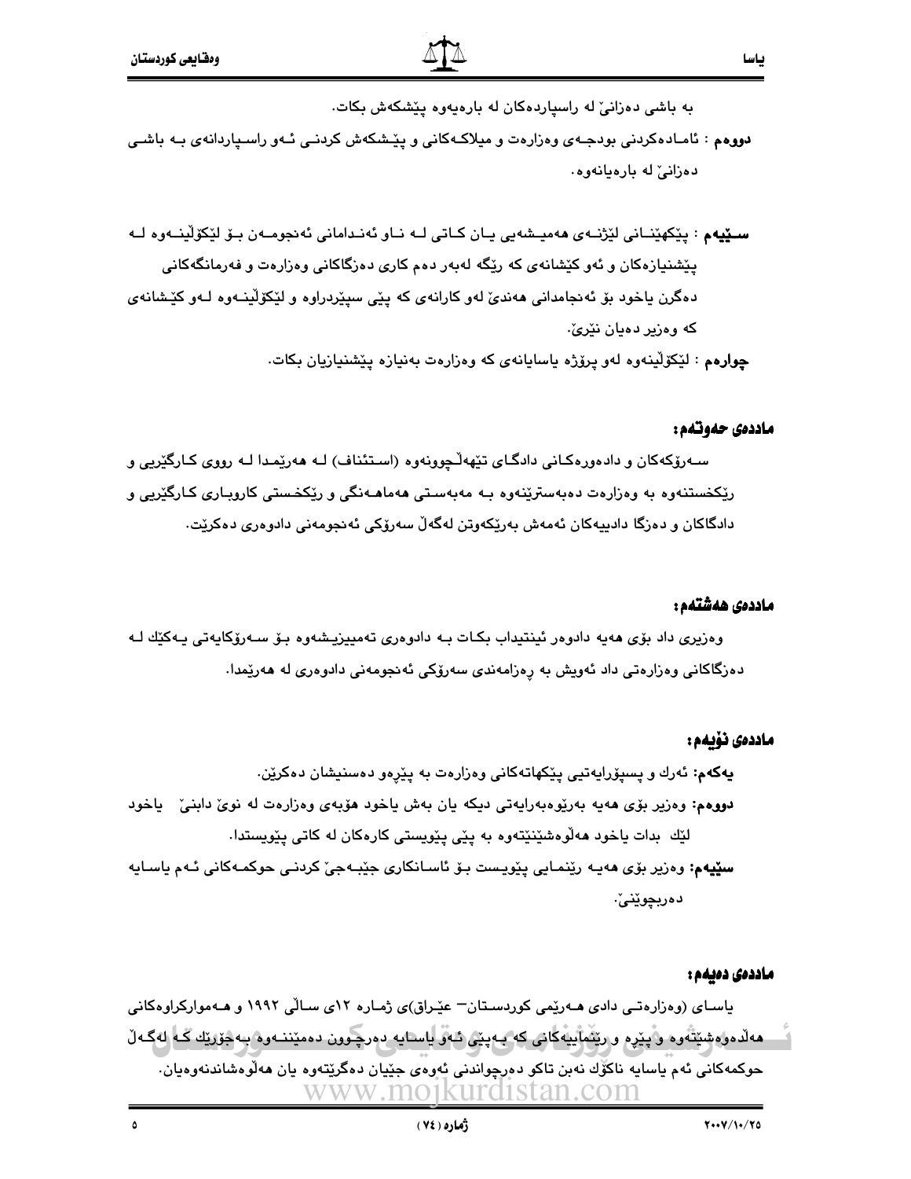بە باشی دەزانێ لە راسپاردەكان لە بارەیەوە پێشكەش بكات.

**دووەم** : ئامـادەكردنی بودجـەی وەزارەت و میلاكـەكانی و پێـشكەش كردنـی ئـەو راسـپاردانەی بـە باشـی دەزانێ لە بارەیانەوە.

**سـێیەم** : پێكهێنـانی لێژنـەی هەمیـشەیی یـان كـاتی لـە نـاو ئەنـدامانی ئەنجومـەن بـۆ لێكۆڵینـەوە لـە پێشنیازەكان و ئەو كێشانەی كە رێگە لەبەر دەم كاری دەزگاكانی وەزارەت و فەرمانگەكانی دەگرن یاخود بۆ ئەنجامدانی هەندێ لەو كارانەی كە پێی سپێردراوە و لێكۆڵینـەوە لـەو كێـشانەی كە وەزیر دەیان نێرێ.

**چوارەم** : لێكۆڵینەوە لەو پرۆژە یاسایانەی كە وەزارەت بەنیازە پێشنیازیان بكات.

## ماددەی حەوتەم:

سـەرۆكەكان و دادەورەكـانی دادگـای تێهەڵـچوونەوە (اسـتئناف) لـە هەرێمـدا لـە رووی كـارگێریی و رێكخستنەوە بە وەزارەت دەبەسترێنەوە بـە مەبەسـتی هەماهـەنگی و رێكخـستی كاروبـاری كـارگێریی و دادگاكان و دەزگا دادییەكان ئەمەش بەرێكەوتن لەگەڵ سەرۆكی ئەنجومەنی دادوەری دەكرێت.

## ماددەی هەشتەم:

وەزیری داد بۆی هەیە دادوەر ئینتیداب بكـات بـە دادوەری تەمییزیـشەوە بـۆ سـەرۆكایەتی یـەكێك لـە دەزگاكانی وەزارەتی داد ئەویش بە رەزامەندی سەرۆكی ئەنجومەنی دادوەری لە هەرێمدا.

## ماددەی نۆیەم:

**یەكەم**: ئەرك و پسپۆرایەتیی پێكهاتەكانی وەزارەت بە پێڕەو دەسنیشان دەكرێن.

**دووەم**: وەزیر بۆی هەیە بەرێوەبەرایەتی دیكە یان بەش یاخود هۆبەی وەزارەت لە نوێ دابنێ یاخود لێك بدات یاخود هەڵوەشێنێتەوە بە پێی پێویستی كارەكان لە كاتی پێویستدا.

**سێیەم**: وەزیر بۆی هەیـە رێنمـایی پێویـست بـۆ ئاسـانكاری جێبـەجێ كردنـی حوكمـەكانی ئـەم یاسـایە دەربچوێنێ.

## ماددەی دەیەم:

یاسـای (وەزارەتـی دادی هـەرێمی كوردسـتان– عێـراق)ی ژمـارە ١٢ی سـاڵی ١٩٩٢ و هـەمواركراوەكانی هەڵدەوەشێتەوە و پێڕە و رێنماییەكانی كە بـەپێی ئـەو یاسـایە دەرچـوون دەمێننـەوە بـەجۆرێك كـە لەگـەڵ حوكمەكانی ئەم یاسایە ناكۆك نەبن تاكو دەرچواندنی ئەوەی جێیان دەگرێتەوە یان هەڵوەشاندنەوەیان.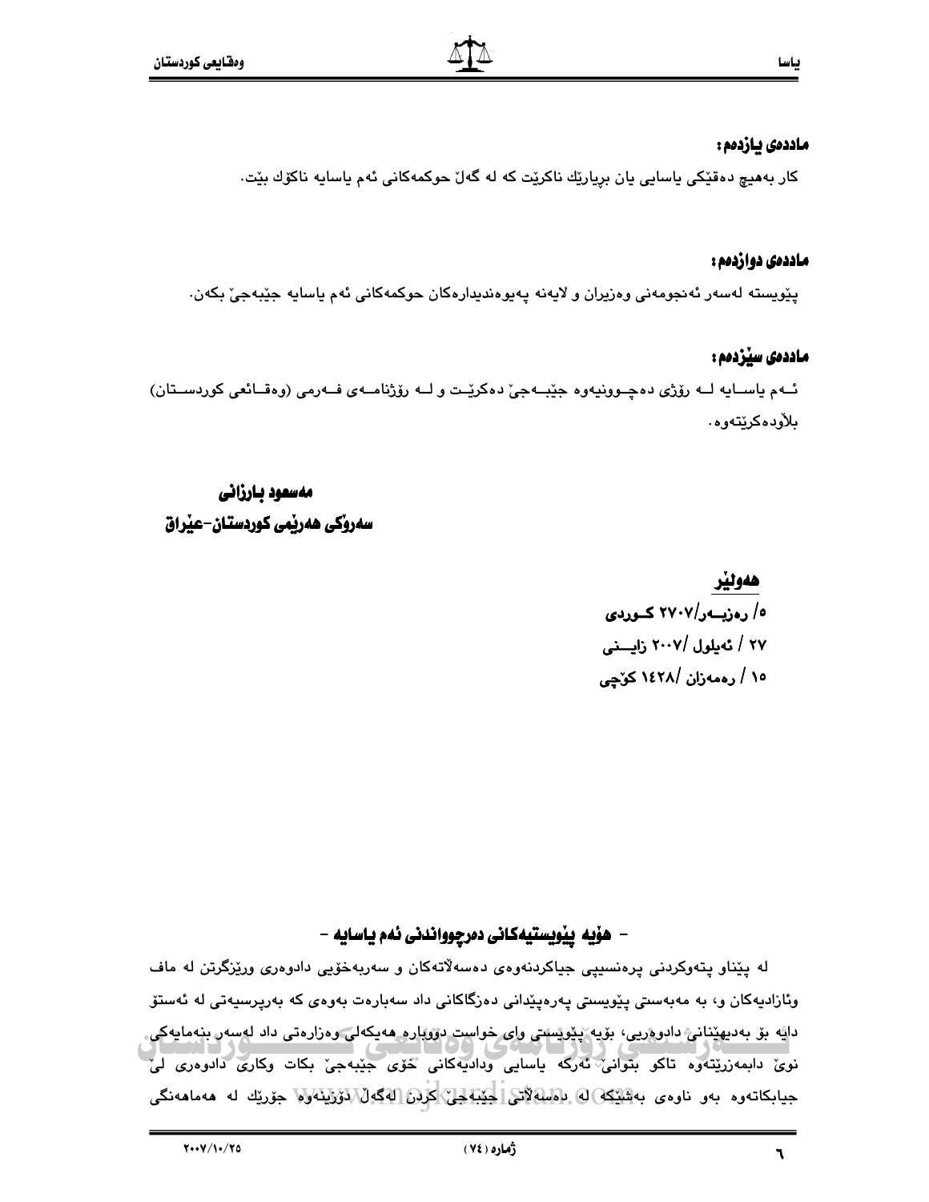### ماددەی یازدەم:

کار بەهیچ دەقێکی یاسایی یان بڕیارێك ناکرێت کە لە گەڵ حوکمەکانی ئەم یاسایە ناکۆك بێت.

### ماددەی دوازدەم:

پێویستە لەسەر ئەنجومەنی وەزیران و لایەنە پەیوەندیدارەکان حوکمەکانی ئەم یاسایە جێبەجێ بکەن.

### ماددەی سێزدەم:

ئـەم یاسـایە لـە رۆژی دەچـوونیەوە جێبـەجێ دەکرێـت و لـە رۆژنامـەی فـەرمی (وەقـائعی کوردسـتان) بلاّودەکرێتەوە.

**مەسعود بارزانی**
**سەرۆکی هەرێمی کوردستان-عێراق**

**هەولێر**
**٥/ رەزبـەر/٢٧٠٧ کـوردی**
**٢٧ / ئەیلول /٢٠٠٧ زایـنی**
**١٥ / رەمەزان /١٤٢٨ کۆچی**

### - هۆیە پێویستیەکانی دەرچوواندنی ئەم یاسایە -

لە پێناو پتەوکردنی پرەنسیپی جیاکردنەوەی دەسەلاّتەکان و سەربەخۆیی دادوەری وڕێزگرتن لە ماف وئازادیەکان و، بە مەبەستی پێویستی پەرەپێدانی دەزگاکانی داد سەبارەت بەوەی کە بەرپرسیەتی لە ئەستۆ دایە بۆ بەدیهێنانی دادوەریی، بۆیە پێویستی وای خواست دووبارە هەیکەلی وەزارەتی داد لەسەر بنەمایەکی نوێ دابمەزرێتەوە تاکو بتوانێ ئەرکە یاسایی وئیدارییەکانی خۆی جێبەجێ بکات وکاری دادوەری لێ جیابکاتەوە بەو ناوەی بەشێکە لە دەسەلاّتی جێبەجێ کردن لەگەڵ دۆزینەوە جۆرێك لە هەماهەنگی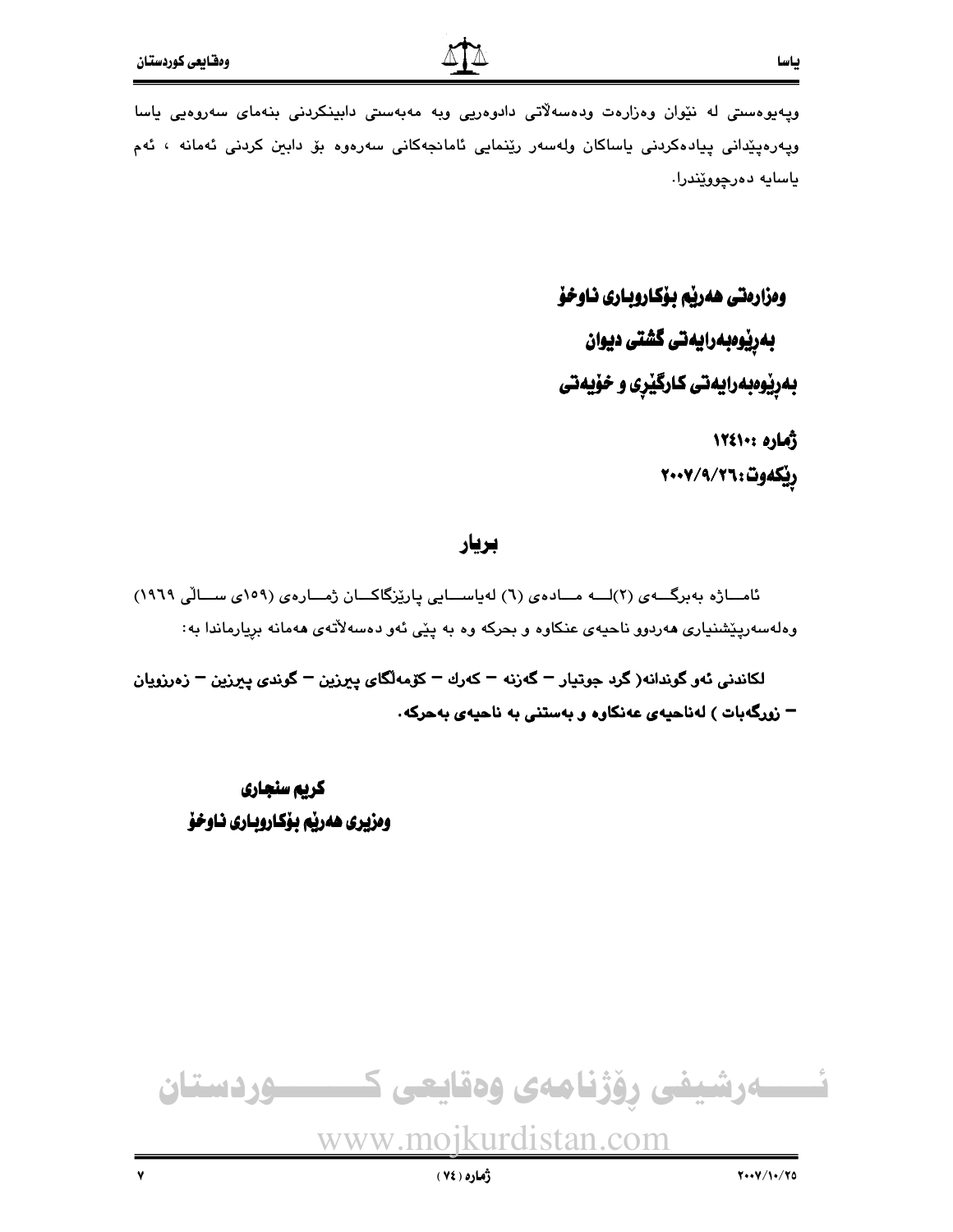ویەیوەستی لە نێوان وەزارەت ودەسەلاتی دادوەریی وبە مەبەستی دابینکردنی بنەمای سەروەیی یاسا وپەرەپێدانی پیادەکردنی یاساکان ولەسەر رێنمایی ئامانجەکانی سەرەوە بۆ دابین کردنی ئەمانە ، ئەم یاسایە دەرچووێندرا.

**وەزارەتی هەرێم بۆکاروباری ناوخۆ**

**بەرێوەبەرایەتی گشتی دیوان**

**بەرێوەبەرایەتی کارگێری و خۆیەتی**

**ژمارە :١٢٤١٠**

**رێکەوت:٢٠٠٧/٩/٢٦**

## بریار

ئامـــاژە بەبرگـــەی (٢)لــــە مــــادەی (٦) لەیاســــایی پارێزگاكـــان ژمــــارەی (١٥٩ی ســــاڵی ١٩٦٩) وەلەسەرپێشنیاری هەردوو ناحیەی عنكاوە و بحركە وە بە پێی ئەو دەسەلاتەی هەمانە بریارماندا بە:

**لكاندنی ئەو گوندانە( گرد جوتیار – گەزنە – كەرك – كۆمەڵگای پیرزین – گوندی پیرزین – زەرزویان – زورگەبات ) لەناحیەی عەنكاوە و بەستنی بە ناحیەی بەحركە.**

**كریم سنجاری**
**وەزیری هەرێم بۆكاروباری ناوخۆ**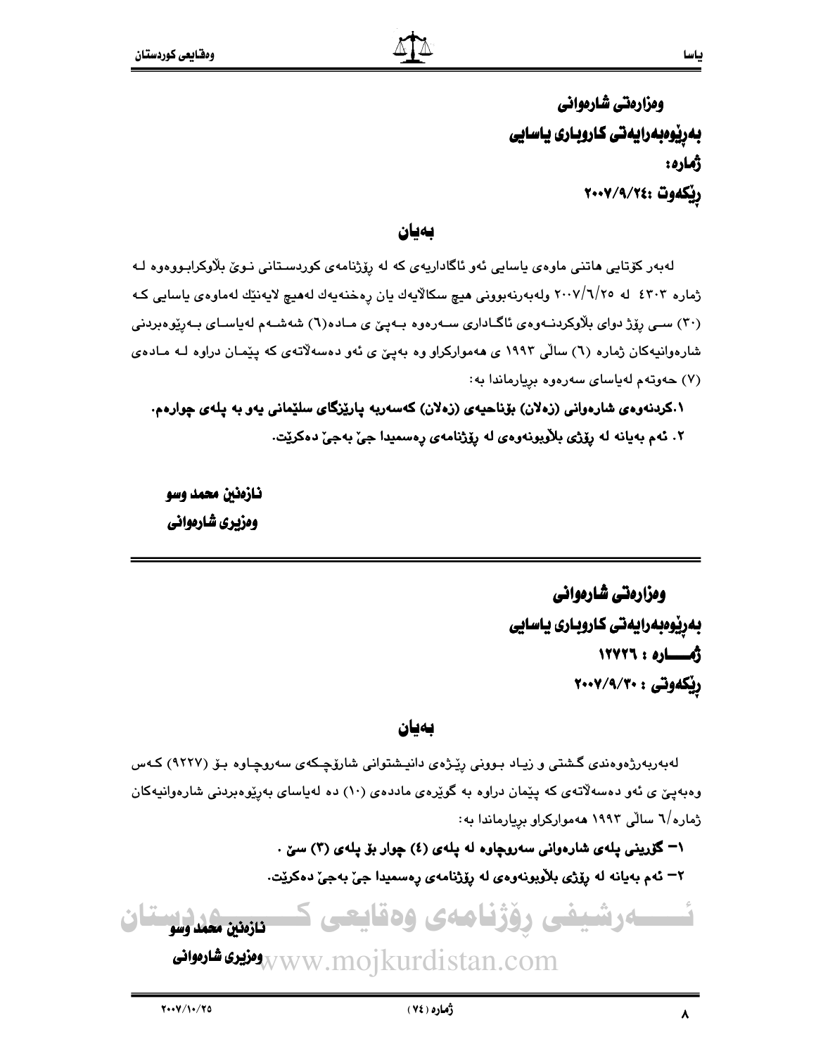**وەزارەتی شارەوانی**

**بەڕێوەبەرایەتی کاروباری یاسایی**

**ژمارە:**

**ڕێکەوت :٢٠٠٧/٩/٢٤**

## بەیان

لەبەر کۆتایی هاتنی ماوەی یاسایی ئەو ئاگاداریەی کە لە ڕۆژنامەی کوردستانی نوێ بلاوکرابووەوە لە ژمارە ٤٣٠٣ لە ٢٠٠٧/٦/٢٥ ولەبەرنەبوونی هیچ سکالایەك یان ڕەخنەیەك لەهیچ لایەنێك لەماوەی یاسایی کە (٣٠) سی ڕۆژ دوای بلاوکردنەوەی ئاگاداری سەرەوە بەپێ ی مادە(٦) شەشەم لەیاسای بەڕێوەبردنی شارەوانیەکان ژمارە (٦) سالی ١٩٩٣ ی هەموارکراو وە بەپێ ی ئەو دەسەلاتەی کە پێمان دراوە لە مادەی (٧) حەوتەم لەیاسای سەرەوە بڕیارماندا بە:

**١.کردنەوەی شارەوانی (زەلان) بۆناحیەی (زەلان) کەسەربە پارێزگای سلێمانی یەو بە پلەی چوارەم.**

**٢. ئەم بەیانە لە ڕۆژی بلاوبونەوەی لە ڕۆژنامەی ڕەسمیدا جێ بەجێ دەکرێت.**

**نازەنین محمد وسو**

**وەزیری شارەوانی**

---

**وەزارەتی شارەوانی**

**بەڕێوەبەرایەتی کاروباری یاسایی**

**ژمـــارە : ١٢٧٢٦**

**ڕێکەوتی : ٢٠٠٧/٩/٣٠**

## بەیان

لەبەربەرژەوەندی گشتی و زیاد بوونی ڕێژەی دانیشتوانی شارۆچکەی سەروچاوە بۆ (٩٢٢٧) کەس وەبەپێ ی ئەو دەسەلاتەی کە پێمان دراوە بە گوێرەی ماددەی (١٠) دە لەیاسای بەڕێوەبردنی شارەوانیەکان ژمارە/٦ سالی ١٩٩٣ هەموارکراو بڕیارماندا بە:

**١- گۆرینی پلەی شارەوانی سەروچاوە لە پلەی (٤) چوار بۆ پلەی (٣) سێ .**

**٢- ئەم بەیانە لە ڕۆژی بلاوبونەوەی لە ڕۆژنامەی ڕەسمیدا جێ بەجێ دەکرێت.**

**نازەنین محمد وسو**

**وەزیری شارەوانی**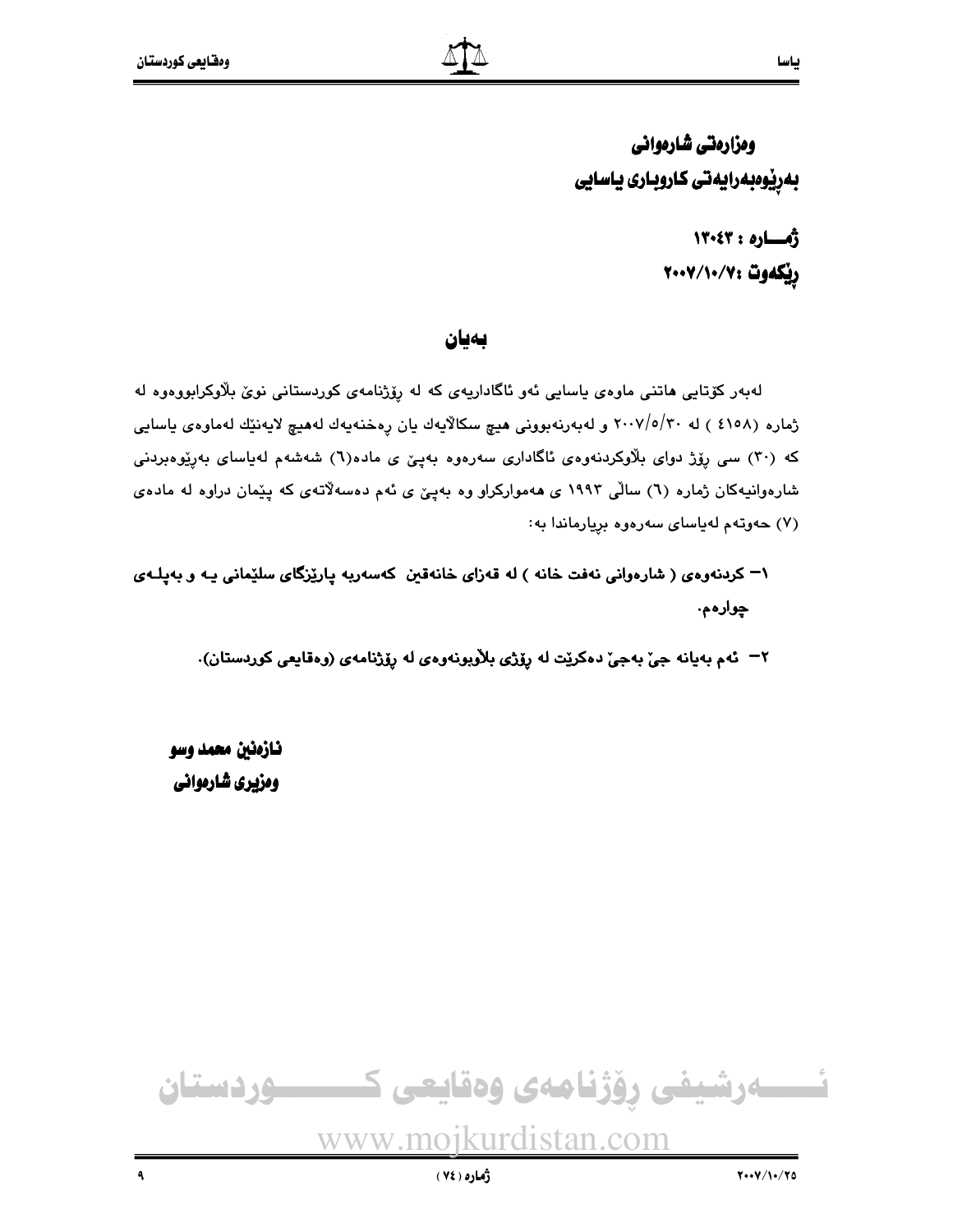وەزارەتی شارەوانی
بەڕێوەبەرایەتی کاروباری یاسایی

ژمـــارە : ١٣٠٤٣
ڕێکەوت :٢٠٠٧/١٠/٧

## بەیان

لەبەر کۆتایی هاتنی ماوەی یاسایی ئەو ئاگادارییەی کە لە ڕۆژنامەی کوردستانی نوێ بڵاوکرابووەوە لە ژمارە (٤١٥٨ ) لە ٢٠٠٧/٥/٣٠ و لەبەرنەبوونی هیچ سکاڵایەك یان ڕەخنەیەك لەهیچ لایەنێك لەماوەی یاسایی کە (٣٠) سی ڕۆژ دوای بڵاوکردنەوەی ئاگاداری سەرەوە بەپێ ی مادە(٦) شەشەم لەیاسای بەڕێوەبردنی شارەوانیەکان ژمارە (٦) ساڵی ١٩٩٣ ی هەموارکراو وە بەپێ ی ئەم دەسەڵاتەی کە پێمان دراوە لە مادەی (٧) حەوتەم لەیاسای سەرەوە بڕیارماندا بە:

**١– کردنەوەی ( شارەوانی نەفت خانە ) لە قەزای خانەقین کەسەربە پارێزگای سلێمانی یـە و بەپلـەی چوارەم.**

**٢– ئەم بەیانە جێ بەجێ دەکرێت لە ڕۆژی بڵاوبونەوەی لە ڕۆژنامەی (وەقایعی کوردستان).**

**نازەنین محمد وسو**
**وەزیری شارەوانی**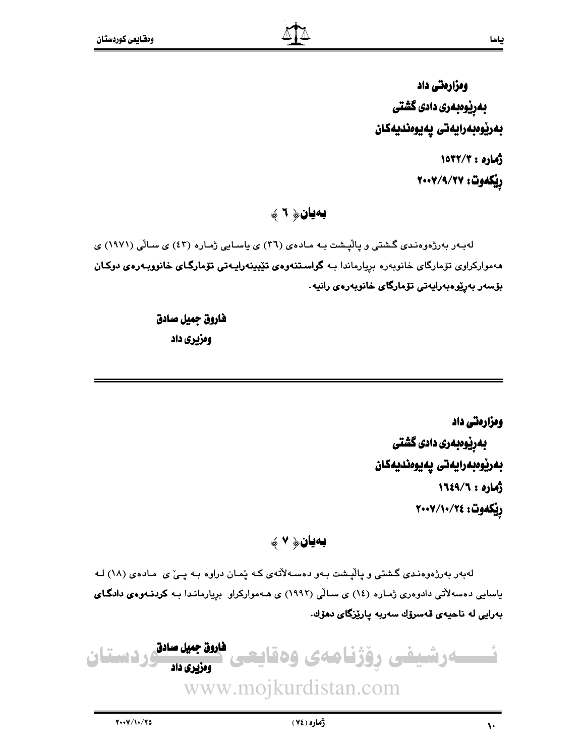**وەزارەتی داد**

**بەڕێوەبەری دادی گشتی**

**بەڕێوەبەرایەتی پەیوەندیەکان**

**ژمارە : ١٥٣٢/٣**

**ڕێکەوت: ٢٠٠٧/٩/٢٧**

## بەیان《 ٦ 》

لەبەر بەرژەوەندی گشتی و پاڵپشت بە مادەی (٣٦) ی یاسایی ژمارە (٤٣) ی ساڵی (١٩٧١) ی هەموارکراوی تۆمارگای خانوبەرە بڕیارماندا بە **گواستنەوەی تێبینەرایەتی تۆمارگای خانووبەرەی دوکان بۆسەر بەڕێوەبەرایەتی تۆمارگای خانوبەرەی رانیە.**

**فاروق جمیل صادق**

**وەزیری داد**

---

**وەزارەتی داد**

**بەڕێوەبەری دادی گشتی**

**بەڕێوەبەرایەتی پەیوەندیەکان**

**ژمارە : ١٦٤٩/٦**

**ڕێکەوت: ٢٠٠٧/١٠/٢٤**

## بەیان《 ٧ 》

لەبەر بەرژەوەندی گشتی و پاڵپشت بەو دەسەڵاتەی کە پێمان دراوە بە پێ ی مادەی (١٨) لە یاسایی دەسەڵاتی دادوەری ژمارە (١٤) ی ساڵی (١٩٩٢) ی هەموارکراو بڕیارماندا بە **کردنەوەی دادگای بەرایی لە ناحیەی قەسرۆك سەربە پارێزگای دهۆك.**

**فاروق جمیل صادق**

**وەزیری داد**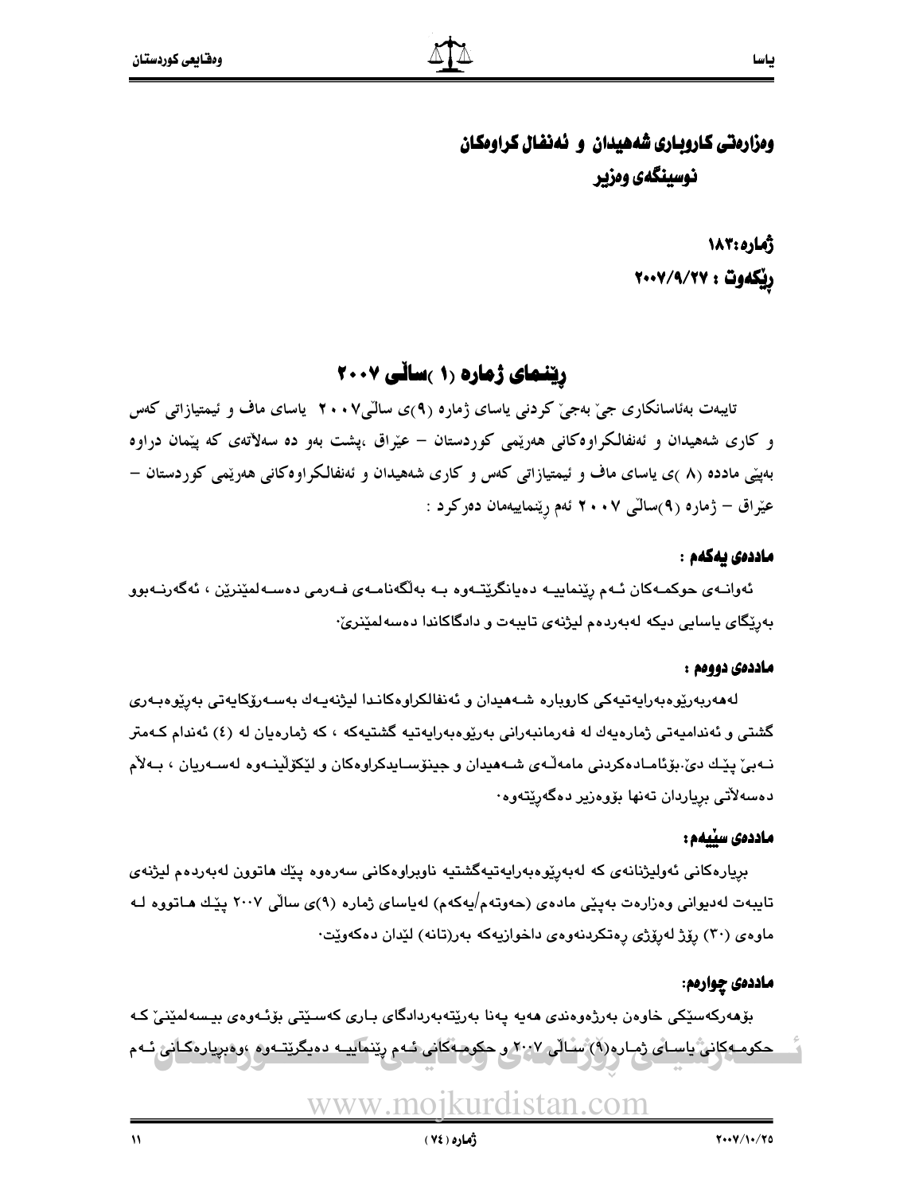**وەزارەتی کاروباری شەهیدان و ئەنفال کراوەکان**
**نوسینگەی وەزیر**

**ژمارە:١٨٣**
**ڕێکەوت : ٢٠٠٧/٩/٢٧**

# ڕێنمای ژمارە (١ )ساڵی ٢٠٠٧

تایبەت بەئاسانکاری جێ بەجێ کردنی یاسای ژمارە (٩)ی ساڵی٢٠٠٧ یاسای ماف و ئیمتیازاتی کەس و کاری شەهیدان و ئەنفالکراوەکانی هەرێمی کوردستان – عێراق ،پشت بەو دە سەلاتەی کە پێمان دراوە بەپێی ماددە (٨ )ی یاسای ماف و ئیمتیازاتی کەس و کاری شەهیدان و ئەنفالکراوەکانی هەرێمی کوردستان – عێراق – ژمارە (٩)ساڵی ٢٠٠٧ ئەم ڕێنماییەمان دەرکرد :

**ماددەی یەکەم :**

ئەوانەی حوکمەکان ئەم ڕێنماییە دەیانگرێتەوە بە بەڵگەنامەی فەرمی دەسەلمێنرێن ، ئەگەرنەبوو بەڕێگای یاسایی دیکە لەبەردەم لیژنەی تایبەت و دادگاکاندا دەسەلمێنرێ.

**ماددەی دووەم :**

لەهەربەڕێوەبەرایەتیەکی کاروبارە شەهیدان و ئەنفالکراوەکاندا لیژنەیەك بەسەرۆکایەتی بەڕێوەبەری گشتی و ئەندامیەتی ژمارەیەك لە فەرمانبەرانی بەڕێوەبەرایەتیە گشتیەکە ، کە ژمارەیان لە (٤) ئەندام کەمتر نەبێ پێك دێ.بۆئامادەکردنی مامەڵەی شەهیدان و جینۆسایدکراوەکان و لێکۆڵینەوە لەسەریان ، بەلاّم دەسەلاّتی بڕیاردان تەنها بۆوەزیر دەگەڕێتەوە.

**ماددەی سێیەم :**

بڕیارەکانی ئەولیژنانەی کە لەبەڕێوەبەرایەتیەگشتیە ناوبراوەکانی سەرەوە پێك هاتوون لەبەردەم لیژنەی تایبەت لەدیوانی وەزارەت بەپێی مادەی (حەوتەم/یەکەم) لەیاسای ژمارە (٩)ی ساڵی ٢٠٠٧ پێك هاتووە لە ماوەی (٣٠) ڕۆژ لەڕۆژی ڕەتکردنەوەی داخوازیەکە بەر(تانە) لێدان دەکەوێت.

**ماددەی چوارەم:**

بۆهەرکەسێکی خاوەن بەرژەوەندی هەیە پەنا بەرێتەبەردادگای باری کەسێتی بۆئەوەی بیسەلمێنێ کە حوکمەکانی یاسای ژمارە(٩) ساڵی ٢٠٠٧ و حوکمەکانی ئەم ڕێنماییە دەیگرێتەوە ،وەبڕیارەکانی ئەم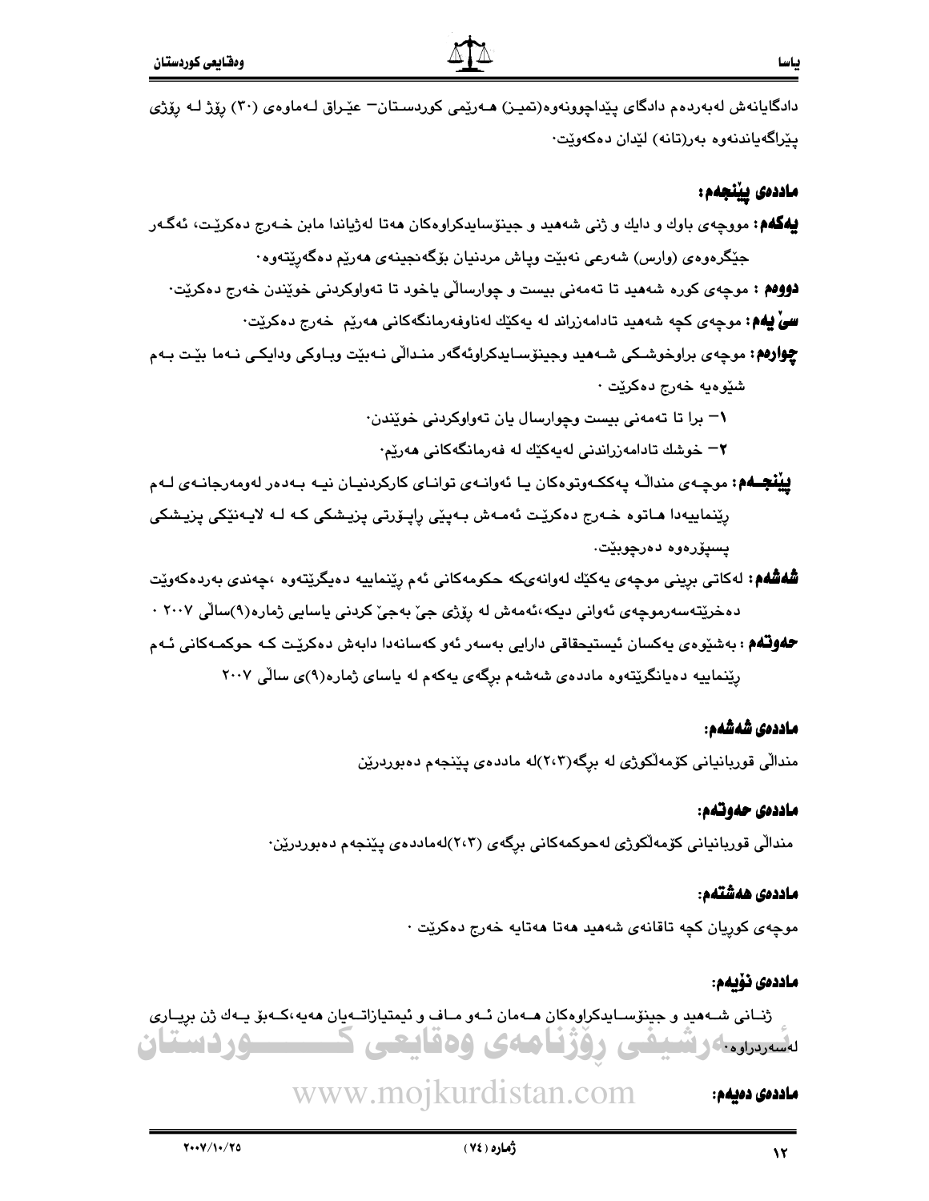دادگایانەش لەبەردەم دادگای پێداچوونەوە(تمیز) هەرێمی کوردستان– عێراق لەماوەی (٣٠) ڕۆژ لە ڕۆژی پێراگەیاندنەوە بەر(تانە) لێدان دەکەوێت٠

## ماددەی پێنجەم:

**یەکەم:** مووچەی باوك و دایك و ژنی شەهید و جینۆسایدکراوەکان هەتا لەژیاندا مابن خەرج دەکرێت، ئەگەر جێگرەوەی (وارس) شەرعی نەبێت وپاش مردنیان بۆگەنجینەی هەرێم دەگەڕێتەوە٠

**دووەم :** موچەی کورە شەهید تا تەمەنی بیست و چوارساڵی یاخود تا تەواوکردنی خوێندن خەرج دەکرێت٠

**سێ یەم:** موچەی کچە شەهید تادامەزراند لە یەکێك لەناوفەرمانگەکانی هەرێم خەرج دەکرێت٠

**چوارەم:** موچەی براوخوشکی شەهید وجینۆسایدکراوئەگەر منداڵی نەبێت وباوکی ودایکی نەما بێت بەم شێوەیە خەرج دەکرێت ٠

١– برا تا تەمەنی بیست وچوارسال یان تەواوکردنی خوێندن٠

٢– خوشك تادامەزراندنی لەیەکێك لە فەرمانگەکانی هەرێم٠

**پێنجەم:** موچەی منداڵە پەککەوتوەکان یا ئەوانەی توانای کارکردنیان نیە بەدەر لەومەرجانەی لەم ڕێنماییەدا هاتوە خەرج دەکرێت ئەمەش بەپێی ڕاپۆرتی پزیشکی کە لە لایەنێکی پزیشکی پسپۆرەوە دەرچوبێت٠

**شەشەم:** لەکاتی بڕینی موچەی یەکێك لەوانەیکە حکومەکانی ئەم ڕێنماییە دەیگرێتەوە ،چەندی بەردەکەوێت دەخرێتەسەرموچەی ئەوانی دیکە،ئەمەش لە ڕۆژی جێ بەجێ کردنی یاسایی ژمارە(٩)ساڵی ٢٠٠٧ ٠

**حەوتەم :** بەشێوەی یەکسان ئیستیحقاقی دارایی بەسەر ئەو کەسانەدا دابەش دەکرێت کە حوکمەکانی ئەم ڕێنماییە دەیانگرێتەوە ماددەی شەشەم برگەی یەکەم لە یاسای ژمارە(٩)ی ساڵی ٢٠٠٧

## ماددەی شەشەم:

منداڵی قوربانیانی کۆمەڵکوژی لە برگە(٢،٣)لە ماددەی پێنجەم دەبوردرێن

## ماددەی حەوتەم:

منداڵی قوربانیانی کۆمەڵکوژی لەحوکمەکانی برگەی (٢،٣)لەماددەی پێنجەم دەبوردرێن٠

## ماددەی هەشتەم:

موچەی کوڕیان کچە تاقانەی شەهید هەتا هەتایە خەرج دەکرێت ٠

## ماددەی نۆیەم:

ژنانی شەهید و جینۆسایدکراوەکان هەمان ئەو ماف و ئیمتیازاتەیان هەیە،کەبۆ یەك ژن بڕیاری لەسەردراوە٠

## ماددەی دەیەم: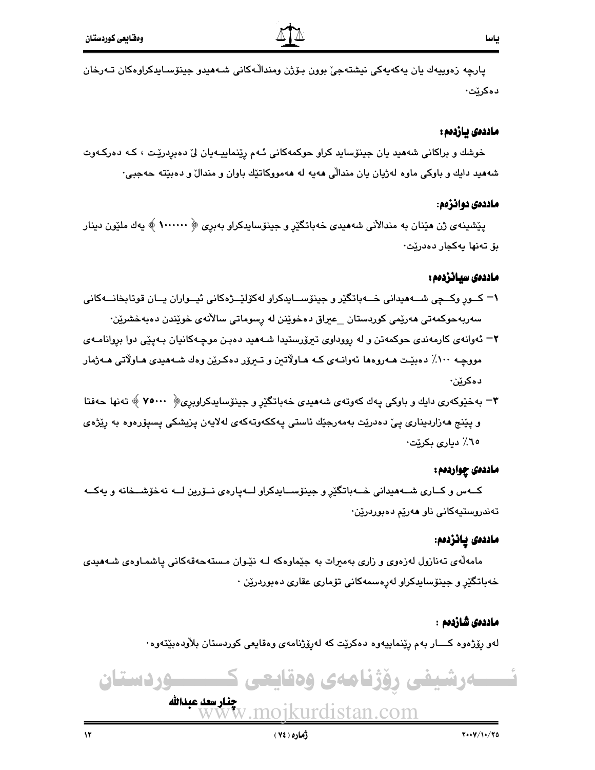پارچە زەوییەك یان یەكەیەكی نیشتەجێ بوون بۆژن ومندالّەكانی شەهیدو جینۆسایدكراوەكان تەرخان دەكرێت.

### ماددەی یازدەم:

خوشك و براكانی شەهید یان جینۆساید كراو حوكمەكانی ئەم ڕێنماییەیان لێ دەبردرێت ، كە دەركەوت شەهید دایك و باوكی ماوە لەژیان یان مندالّی هەیە لە هەمووكاتێك باوان و مندالّ و دەبێتە حەجبی.

### ماددەی دوانزەم:

پێشینەی ژن هێنان بە مندالّانی شەهیدی خەباتگێڕ و جینۆسایدكراو بەبڕی ﴿ ١٠٠٠٠٠٠ ﴾ یەك ملێون دینار بۆ تەنها یەكجار دەدرێت.

### ماددەی سیانزدەم:

١- كوڕ وكچی شەهیدانی خەباتگێڕ و جینۆسایدكراو لەكۆلێژەكانی ئێواران یان قوتابخانەكانی سەربەحوكمەتی هەرێمی كوردستان _عیراق دەخوێنن لە ڕسوماتی سالانەی خوێندن دەبەخشرێن.

٢- ئەوانەی كارمەندی حوكمەتن و لە ڕووداوی تیرۆرستیدا شەهید دەبن موچەكانیان بەپێی دوا بروانامەی مووچە ١٠٠٪ دەبێت هەروەها ئەوانەی كە هاولاتین و تیرۆر دەكرێن وەك شەهیدی هاولاتی هەژمار دەكرێن.

٣- بەخێوكەری دایك و باوكی پەك كەوتەی شەهیدی خەباتگێڕ و جینۆسایدكراوبڕی﴿ ٧٥٠٠٠ ﴾ تەنها حەفتا و پێنج هەزاردیناری پێ دەدرێت بەمەرجێك ئاستی پەككەوتەكەی لەلایەن پزیشكی پسپۆرەوە بە ڕێژەی ٦٥٪ دیاری بكرێت.

### ماددەی چواردەم:

كەس و كاری شەهیدانی خەباتگێڕ و جینۆسایدكراو لەپارەی نوژین لە نەخۆشخانە و یەكە تەندروستیەكانی ناو هەرێم دەبوردرێن.

### ماددەی پانزدەم:

مامەڵەی تەنازول لەزەوی و زاری بەمیرات بە جێماوەكە لە نێوان مستەحەقەكانی پاشماوەی شەهیدی خەباتگێڕ و جینۆسایدكراو لەڕەسمەكانی تۆماری عقاری دەبوردرێن .

### ماددەی شازدەم :

لەو ڕۆژەوە كار بەم ڕێنماییەوە دەكرێت كە لەڕۆژنامەی وەقایعی كوردستان بلاودەبێتەوە.

**چنار سعد عبدالله**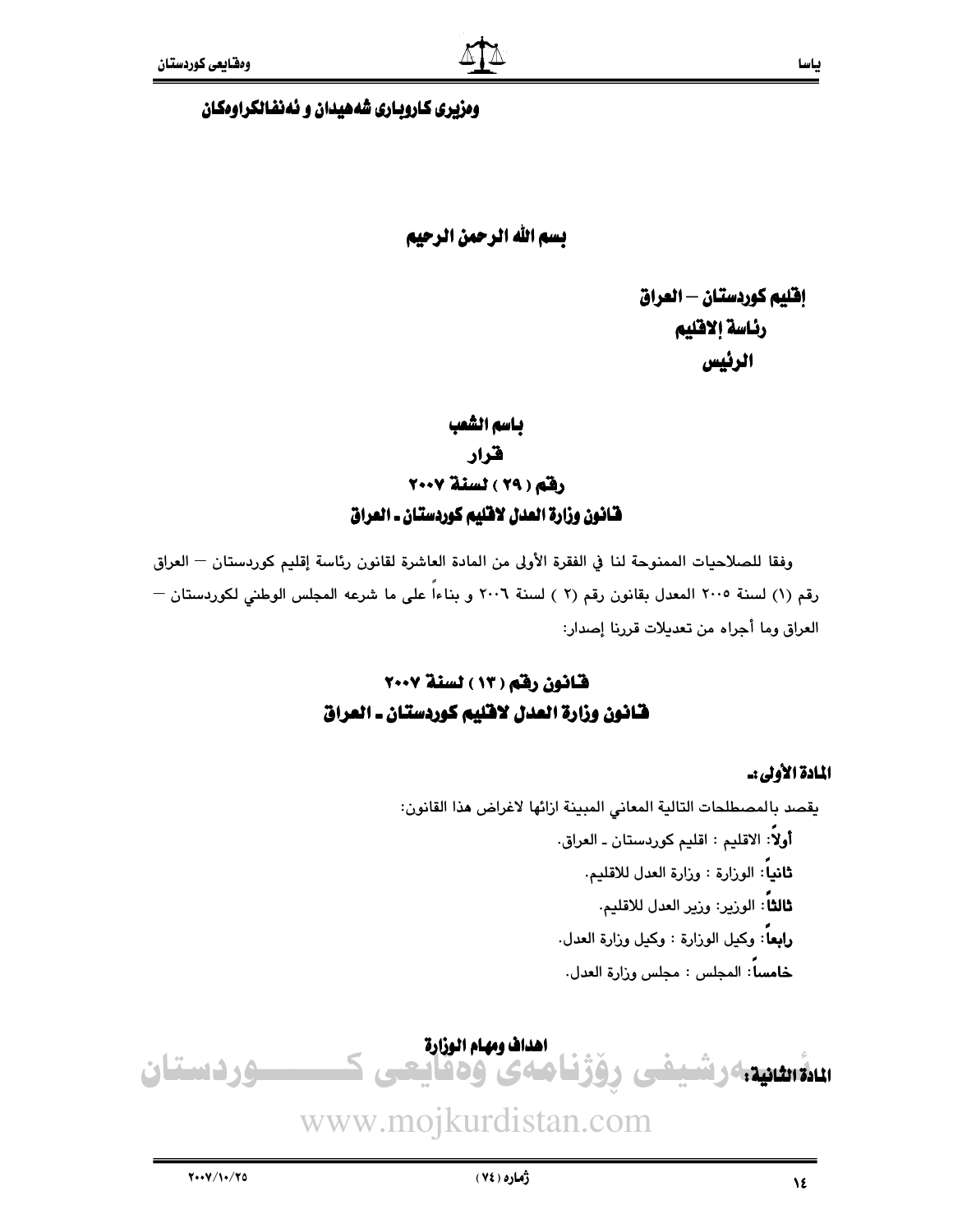وەزیری کاروباری شەهیدان و ئەنفالکراوەکان

**بسم الله الرحمن الرحيم**

**إقليم كوردستان – العراق**
**رئاسة الاقليم**
**الرئيس**

## باسم الشعب
## قرار
## رقم ( ٢٩ ) لسنة ٢٠٠٧
## قانون وزارة العدل لاقليم كوردستان ـ العراق

وفقا للصلاحيات الممنوحة لنا في الفقرة الأولى من المادة العاشرة لقانون رئاسة إقليم كوردستان – العراق رقم (١) لسنة ٢٠٠٥ المعدل بقانون رقم (٢ ) لسنة ٢٠٠٦ و بناءاً على ما شرعه المجلس الوطني لكوردستان – العراق وما أجراه من تعديلات قررنا إصدار:

## قانون رقم ( ١٣ ) لسنة ٢٠٠٧
## قانون وزارة العدل لاقليم كوردستان ـ العراق

**المادة الأولى:ـ**

يقصد بالمصطلحات التالية المعاني المبينة ازائها لاغراض هذا القانون:

**أولاً**: الاقليم : اقليم كوردستان ـ العراق.
**ثانياً**: الوزارة : وزارة العدل للاقليم.
**ثالثاً**: الوزير: وزير العدل للاقليم.
**رابعاً**: وكيل الوزارة : وكيل وزارة العدل.
**خامساً**: المجلس : مجلس وزارة العدل.

**اهداف ومهام الوزارة**

**المادة الثانية:**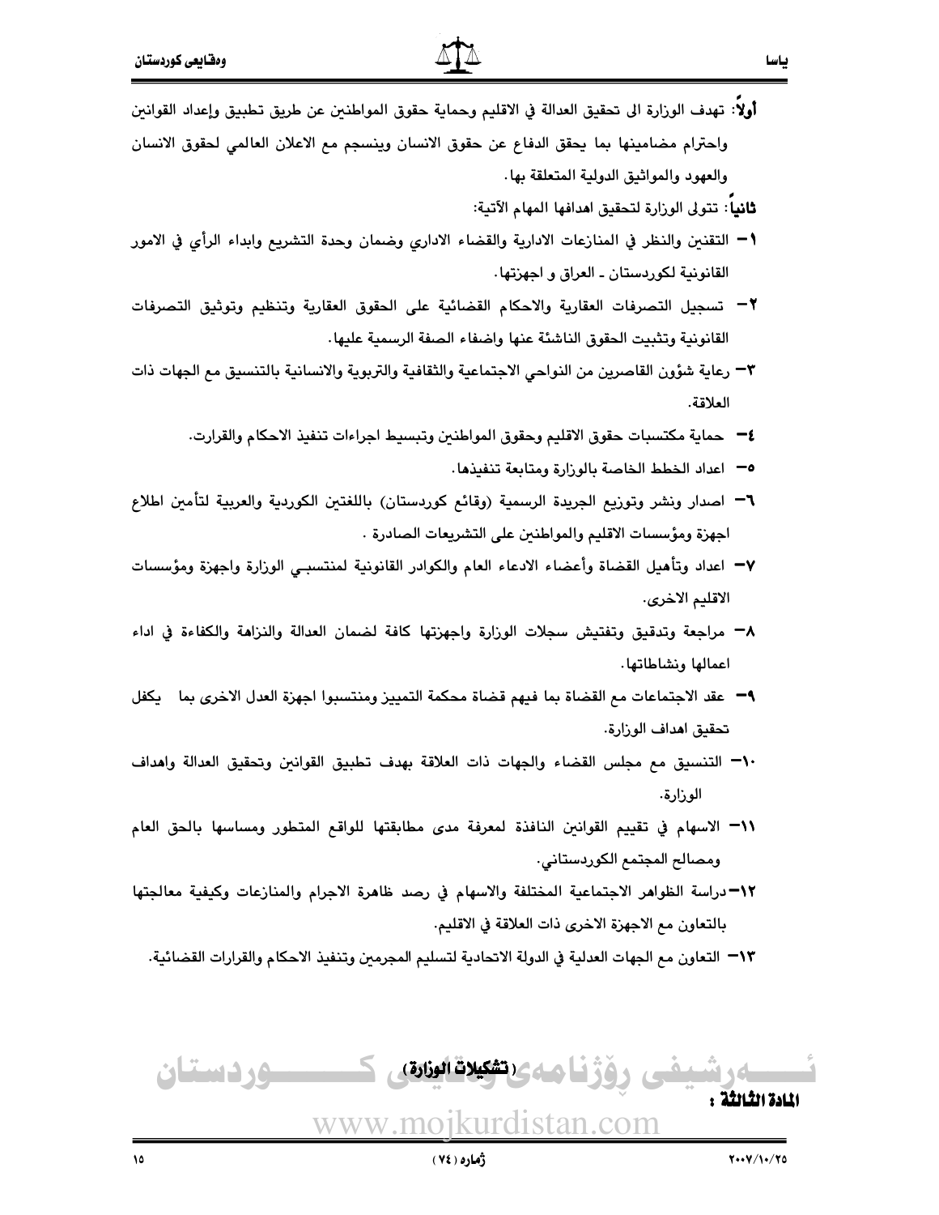**أولاً**: تهدف الوزارة الى تحقيق العدالة في الاقليم وحماية حقوق المواطنين عن طريق تطبيق وإعداد القوانين واحترام مضامينها بما يحقق الدفاع عن حقوق الانسان وينسجم مع الاعلان العالمي لحقوق الانسان والعهود والمواثيق الدولية المتعلقة بها.

**ثانياً**: تتولى الوزارة لتحقيق اهدافها المهام الآتية:

١- التقنين والنظر في المنازعات الادارية والقضاء الاداري وضمان وحدة التشريع وابداء الرأي في الامور القانونية لكوردستان ـ العراق و اجهزتها.

٢- تسجيل التصرفات العقارية والاحكام القضائية على الحقوق العقارية وتنظيم وتوثيق التصرفات القانونية وتثبيت الحقوق الناشئة عنها واضفاء الصفة الرسمية عليها.

٣- رعاية شؤون القاصرين من النواحي الاجتماعية والثقافية والتربوية والانسانية بالتنسيق مع الجهات ذات العلاقة.

٤- حماية مكتسبات حقوق الاقليم وحقوق المواطنين وتبسيط اجراءات تنفيذ الاحكام والقرارت.

٥- اعداد الخطط الخاصة بالوزارة ومتابعة تنفيذها.

٦- اصدار ونشر وتوزيع الجريدة الرسمية (وقائع كوردستان) باللغتين الكوردية والعربية لتأمين اطلاع اجهزة ومؤسسات الاقليم والمواطنين على التشريعات الصادرة .

٧- اعداد وتأهيل القضاة وأعضاء الادعاء العام والكوادر القانونية لمنتسبي الوزارة واجهزة ومؤسسات الاقليم الاخرى.

٨- مراجعة وتدقيق وتفتيش سجلات الوزارة واجهزتها كافة لضمان العدالة والنزاهة والكفاءة في اداء اعمالها ونشاطاتها.

٩- عقد الاجتماعات مع القضاة بما فيهم قضاة محكمة التمييز ومنتسبوا اجهزة العدل الاخرى بما يكفل تحقيق اهداف الوزارة.

١٠- التنسيق مع مجلس القضاء والجهات ذات العلاقة بهدف تطبيق القوانين وتحقيق العدالة واهداف الوزارة.

١١- الاسهام في تقييم القوانين النافذة لمعرفة مدى مطابقتها للواقع المتطور ومساسها بالحق العام ومصالح المجتمع الكوردستاني.

١٢- دراسة الظواهر الاجتماعية المختلفة والاسهام في رصد ظاهرة الاجرام والمنازعات وكيفية معالجتها بالتعاون مع الاجهزة الاخرى ذات العلاقة في الاقليم.

١٣- التعاون مع الجهات العدلية في الدولة الاتحادية لتسليم المجرمين وتنفيذ الاحكام والقرارات القضائية.

**المادة الثالثة : (تشكيلات الوزارة)**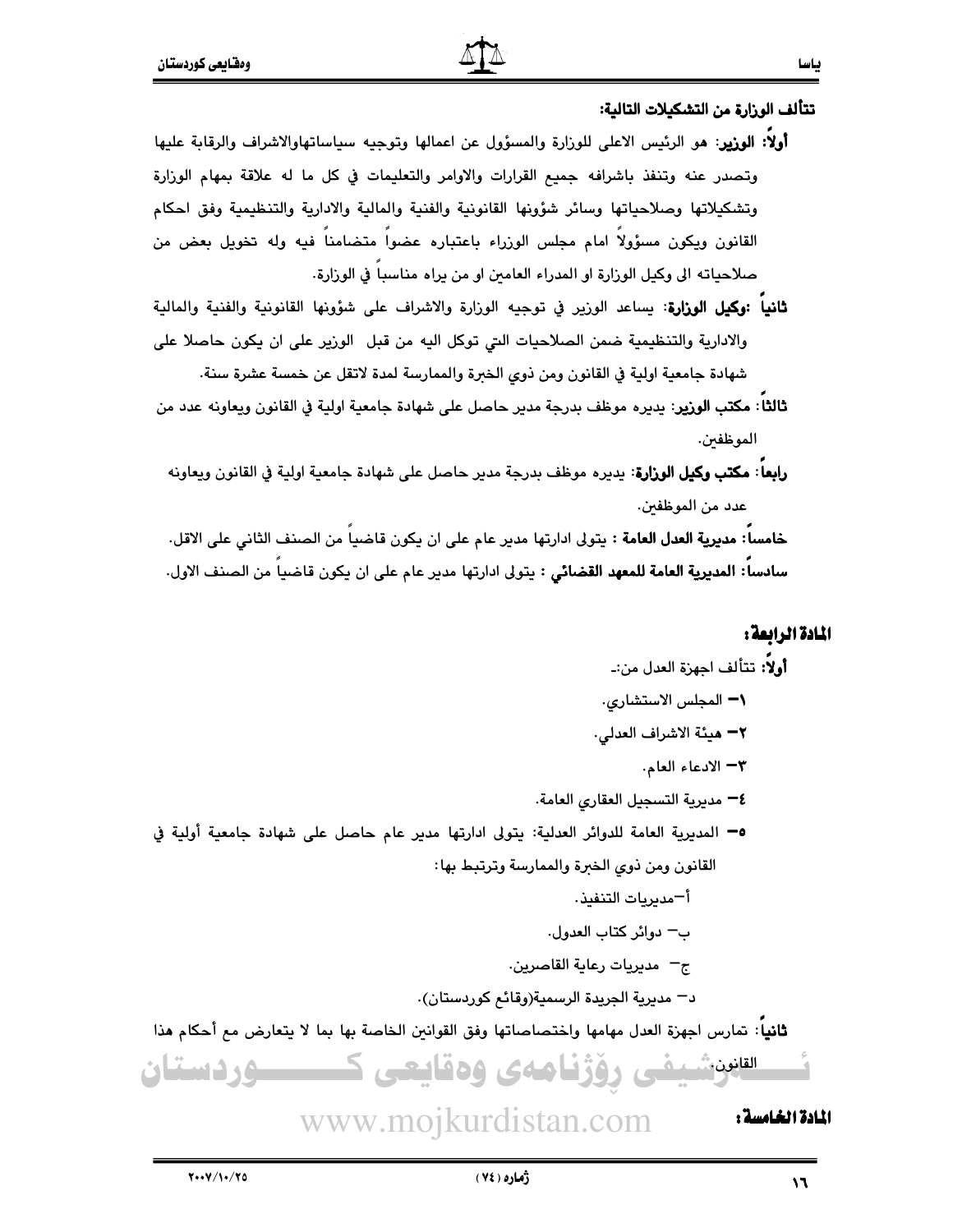**تتألف الوزارة من التشكيلات التالية:**

**أولاً: الوزير**: هو الرئيس الاعلى للوزارة والمسؤول عن اعمالها وتوجيه سياساتهاوالاشراف والرقابة عليها وتصدر عنه وتنفذ باشرافه جميع القرارات والاوامر والتعليمات في كل ما له علاقة بمهام الوزارة وتشكيلاتها وصلاحياتها وسائر شؤونها القانونية والفنية والمالية والادارية والتنظيمية وفق احكام القانون ويكون مسؤولاً امام مجلس الوزراء باعتباره عضواً متضامناً فيه وله تخويل بعض من صلاحياته الى وكيل الوزارة او المدراء العامين او من يراه مناسباً في الوزارة.

**ثانياً :وكيل الوزارة**: يساعد الوزير في توجيه الوزارة والاشراف على شؤونها القانونية والفنية والمالية والادارية والتنظيمية ضمن الصلاحيات التي توكل اليه من قبل الوزير على ان يكون حاصلا على شهادة جامعية اولية في القانون ومن ذوي الخبرة والممارسة لمدة لاتقل عن خمسة عشرة سنة.

**ثالثاً**: **مكتب الوزير**: يديره موظف بدرجة مدير حاصل على شهادة جامعية اولية في القانون ويعاونه عدد من الموظفين.

**رابعاً**: **مكتب وكيل الوزارة**: يديره موظف بدرجة مدير حاصل على شهادة جامعية اولية في القانون ويعاونه عدد من الموظفين.

**خامساً: مديرية العدل العامة** : يتولى ادارتها مدير عام على ان يكون قاضياً من الصنف الثاني على الاقل.

**سادساً: المديرية العامة للمعهد القضائي** : يتولى ادارتها مدير عام على ان يكون قاضياً من الصنف الاول.

## المادة الرابعة:

**أولاً**: تتألف اجهزة العدل من:ـ

١– المجلس الاستشاري.

٢– هيئة الاشراف العدلي.

٣– الادعاء العام.

٤– مديرية التسجيل العقاري العامة.

٥– المديرية العامة للدوائر العدلية: يتولى ادارتها مدير عام حاصل على شهادة جامعية أولية في القانون ومن ذوي الخبرة والممارسة وترتبط بها:

أ–مديريات التنفيذ.

ب– دوائر كتاب العدول.

ج– مديريات رعاية القاصرين.

د– مديرية الجريدة الرسمية(وقائع كوردستان).

**ثانياً**: تمارس اجهزة العدل مهامها واختصاصاتها وفق القوانين الخاصة بها بما لا يتعارض مع أحكام هذا القانون.

## المادة الخامسة: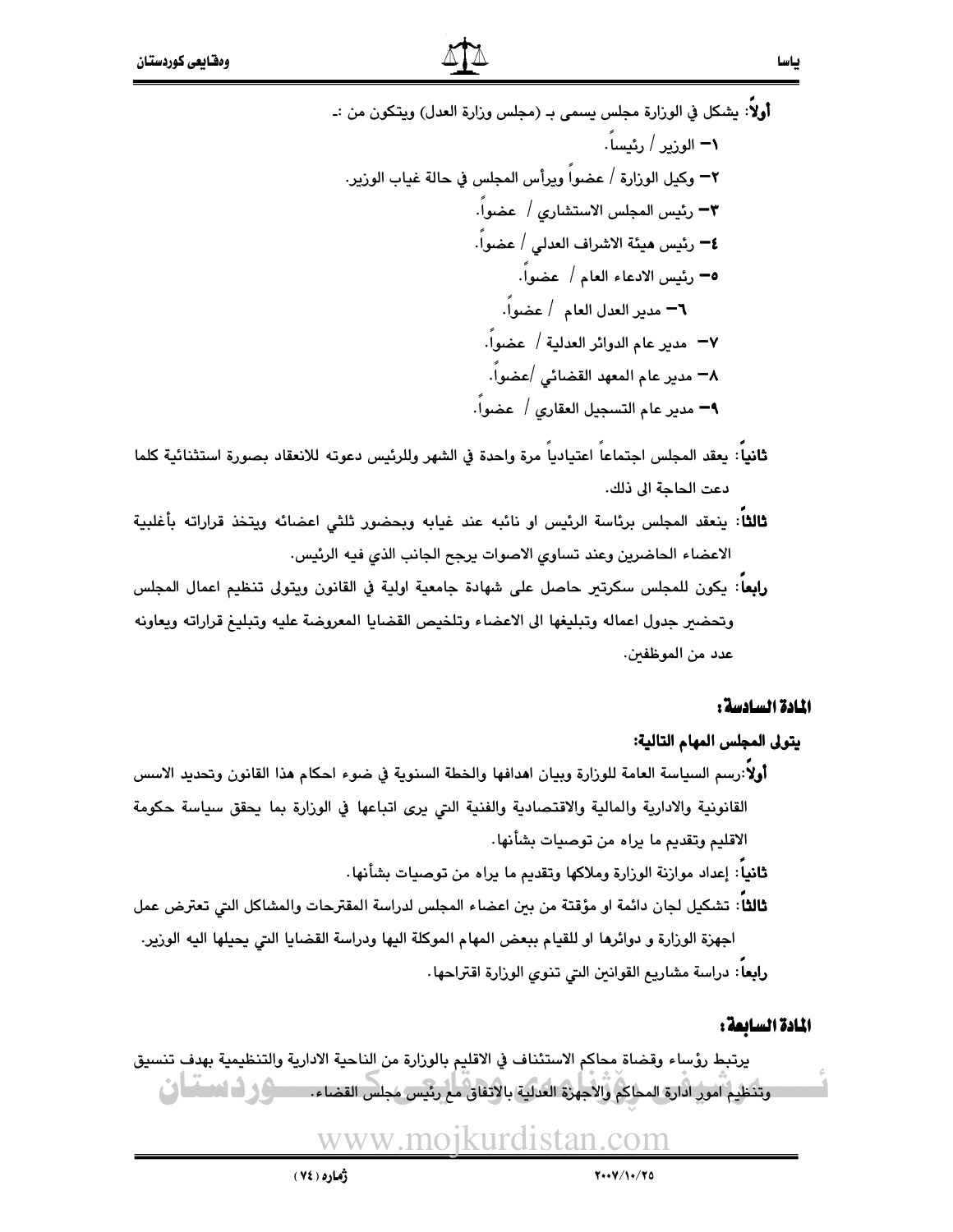**أولاً**: يشكل في الوزارة مجلس يسمى بـ (مجلس وزارة العدل) ويتكون من :ـ

١– الوزير / رئيساً.

٢– وكيل الوزارة / عضواً ويرأس المجلس في حالة غياب الوزير.

٣– رئيس المجلس الاستشاري / عضواً.

٤– رئيس هيئة الاشراف العدلي / عضواً.

٥– رئيس الادعاء العام / عضواً.

٦– مدير العدل العام / عضواً.

٧– مدير عام الدوائر العدلية / عضواً.

٨– مدير عام المعهد القضائي /عضواً.

٩– مدير عام التسجيل العقاري / عضواً.

**ثانياً**: يعقد المجلس اجتماعاً اعتيادياً مرة واحدة في الشهر وللرئيس دعوته للانعقاد بصورة استثنائية كلما دعت الحاجة الى ذلك.

**ثالثاً**: ينعقد المجلس برئاسة الرئيس او نائبه عند غيابه وبحضور ثلثي اعضائه ويتخذ قراراته بأغلبية الاعضاء الحاضرين وعند تساوي الاصوات يرجح الجانب الذي فيه الرئيس.

**رابعاً**: يكون للمجلس سكرتير حاصل على شهادة جامعية اولية في القانون ويتولى تنظيم اعمال المجلس وتحضير جدول اعماله وتبليغها الى الاعضاء وتلخيص القضايا المعروضة عليه وتبليغ قراراته ويعاونه عدد من الموظفين.

## المادة السادسة:

**يتولى المجلس المهام التالية:**

**أولاً**:رسم السياسة العامة للوزارة وبيان اهدافها والخطة السنوية في ضوء احكام هذا القانون وتحديد الاسس القانونية والادارية والمالية والاقتصادية والفنية التي يرى اتباعها في الوزارة بما يحقق سياسة حكومة الاقليم وتقديم ما يراه من توصيات بشأنها.

**ثانياً**: إعداد موازنة الوزارة وملاكها وتقديم ما يراه من توصيات بشأنها.

**ثالثاً**: تشكيل لجان دائمة او مؤقتة من بين اعضاء المجلس لدراسة المقترحات والمشاكل التي تعترض عمل اجهزة الوزارة و دوائرها او للقيام ببعض المهام الموكلة اليها ودراسة القضايا التي يحيلها اليه الوزير.

**رابعاً**: دراسة مشاريع القوانين التي تنوي الوزارة اقتراحها.

## المادة السابعة:

يرتبط رؤساء وقضاة محاكم الاستئناف في الاقليم بالوزارة من الناحية الادارية والتنظيمية بهدف تنسيق وتنظيم امور ادارة المحاكم والاجهزة العدلية بالاتفاق مع رئيس مجلس القضاء.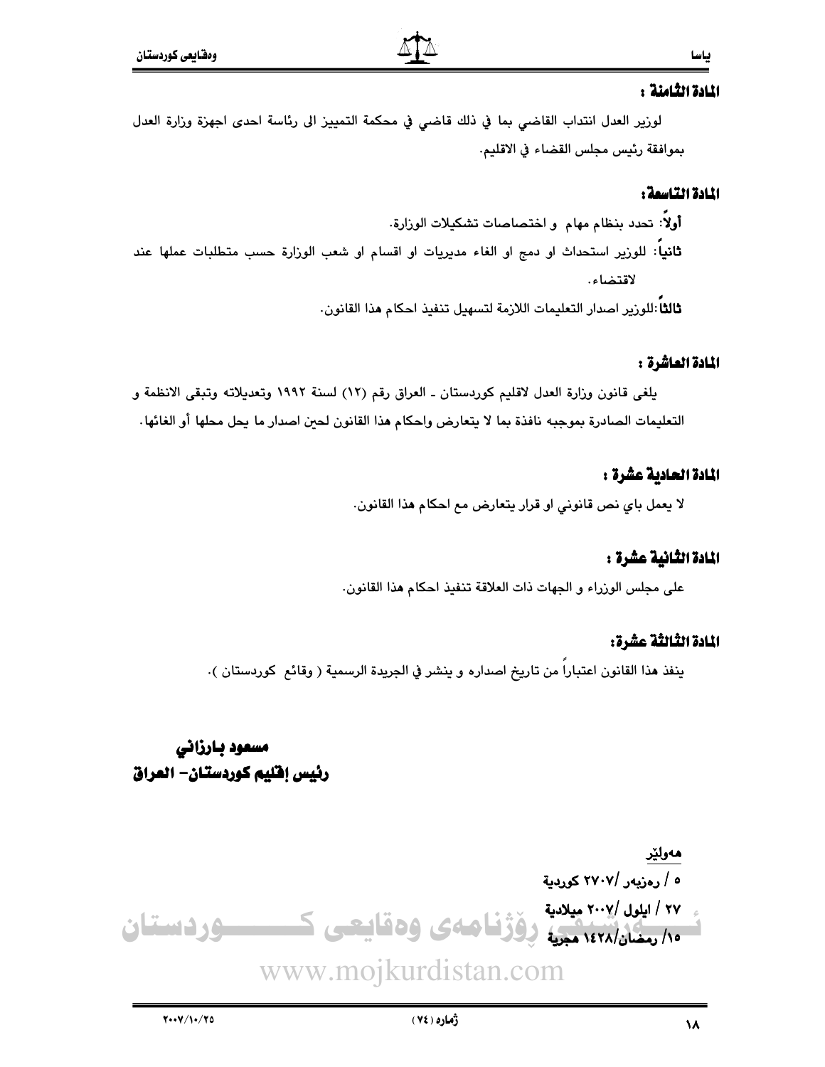### المادة الثامنة :

لوزير العدل انتداب القاضي بما في ذلك قاضي في محكمة التمييز الى رئاسة احدى اجهزة وزارة العدل بموافقة رئيس مجلس القضاء في الاقليم.

### المادة التاسعة:

**أولاً**: تحدد بنظام مهام و اختصاصات تشكيلات الوزارة.

**ثانياً**: للوزير استحداث او دمج او الغاء مديريات او اقسام او شعب الوزارة حسب متطلبات عملها عند لاقتضاء.

**ثالثاً**:للوزير اصدار التعليمات اللازمة لتسهيل تنفيذ احكام هذا القانون.

### المادة العاشرة :

يلغى قانون وزارة العدل لاقليم كوردستان ـ العراق رقم (١٢) لسنة ١٩٩٢ وتعديلاته وتبقى الانظمة و التعليمات الصادرة بموجبه نافذة بما لا يتعارض واحكام هذا القانون لحين اصدار ما يحل محلها أو الغائها.

### المادة الحادية عشرة :

لا يعمل باي نص قانوني او قرار يتعارض مع احكام هذا القانون.

### المادة الثانية عشرة :

على مجلس الوزراء و الجهات ذات العلاقة تنفيذ احكام هذا القانون.

### المادة الثالثة عشرة:

ينفذ هذا القانون اعتباراً من تاريخ اصداره و ينشر في الجريدة الرسمية ( وقائع كوردستان ).

**مسعود بارزاني**
**رئيس إقليم كوردستان- العراق**

**هەولێر**
**٥ / رەزبەر /٢٧٠٧ كوردية**
**٢٧ / ايلول /٢٠٠٧ ميلادية**
**١٥/ رمضان/١٤٢٨ هجرية**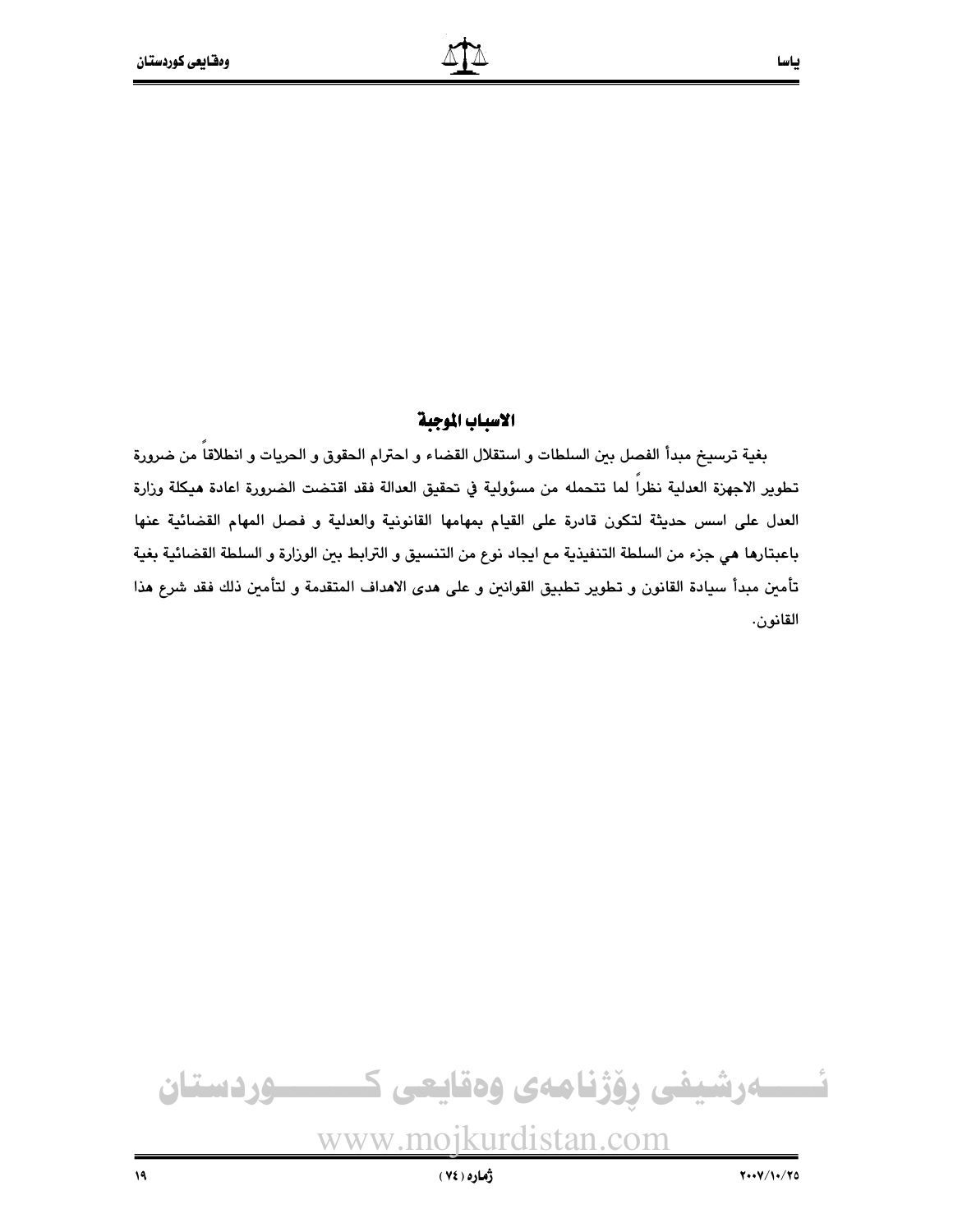## الاسباب الموجبة

بغية ترسيخ مبدأ الفصل بين السلطات و استقلال القضاء و احترام الحقوق و الحريات و انطلاقاً من ضرورة تطوير الاجهزة العدلية نظراً لما تتحمله من مسؤولية في تحقيق العدالة فقد اقتضت الضرورة اعادة هيكلة وزارة العدل على اسس حديثة لتكون قادرة على القيام بمهامها القانونية والعدلية و فصل المهام القضائية عنها باعبتارها هي جزء من السلطة التنفيذية مع ايجاد نوع من التنسيق و الترابط بين الوزارة و السلطة القضائية بغية تأمين مبدأ سيادة القانون و تطوير تطبيق القوانين و على هدى الاهداف المتقدمة و لتأمين ذلك فقد شرع هذا القانون.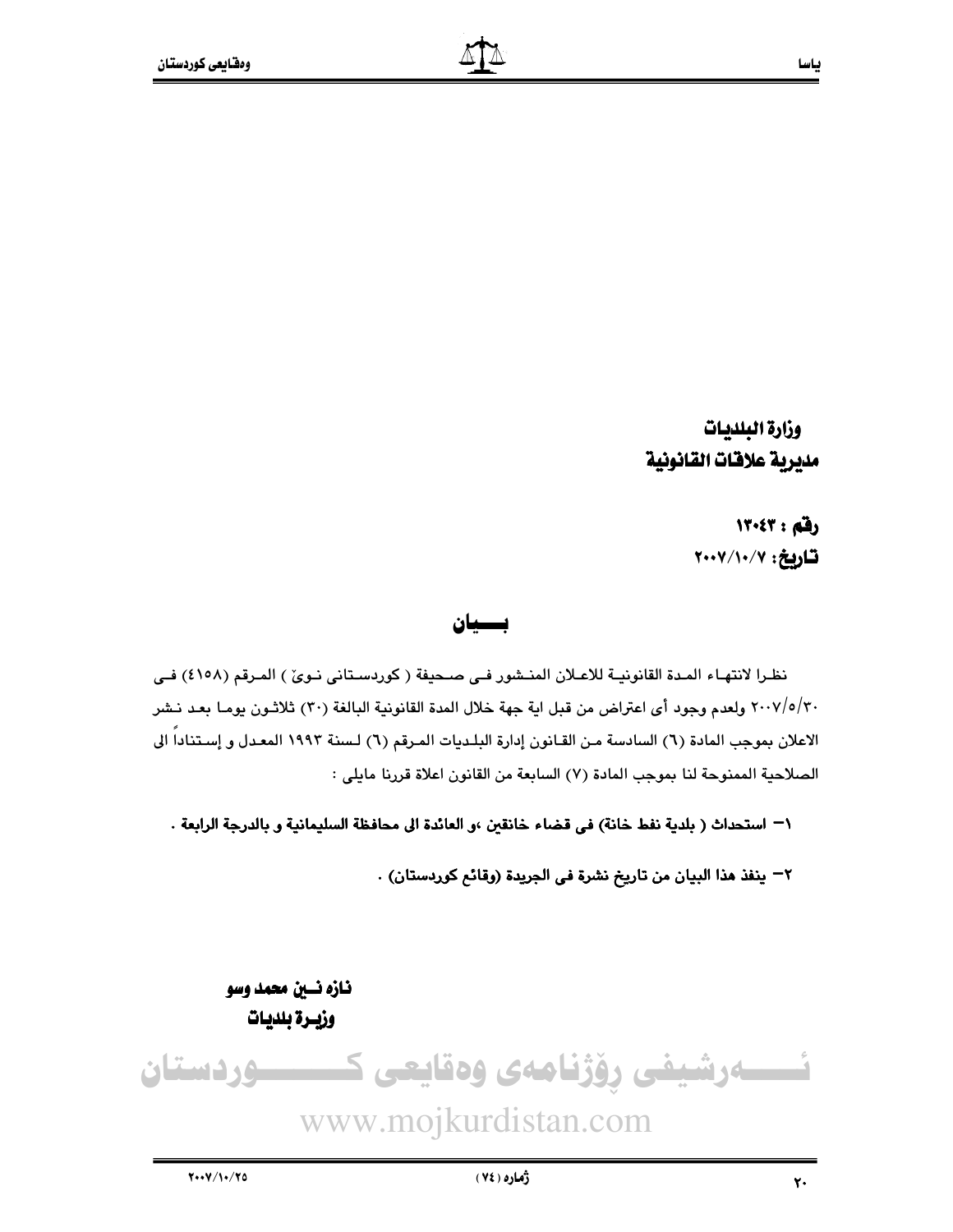وزارة البلديات
مديرية علاقات القانونية

رقم : ١٣٠٤٣
تاريخ: ٢٠٠٧/١٠/٧

## بيان

نظرا لانتهاء المدة القانونية للاعلان المنشور في صحيفة ( كوردستانى نوێ ) المرقم (٤١٥٨) في ٢٠٠٧/٥/٣٠ ولعدم وجود أي اعتراض من قبل اية جهة خلال المدة القانونية البالغة (٣٠) ثلاثون يوما بعد نشر الاعلان بموجب المادة (٦) السادسة من القانون إدارة البلديات المرقم (٦) لسنة ١٩٩٣ المعدل و إستناداً الى الصلاحية الممنوحة لنا بموجب المادة (٧) السابعة من القانون اعلاة قررنا مايلي :

**١- استحداث ( بلدية نفط خانة) في قضاء خانقين ،و العائدة الى محافظة السليمانية و بالدرجة الرابعة .**

**٢- ينفذ هذا البيان من تاريخ نشرة في الجريدة (وقائع كوردستان) .**

**نازه نين محمد وسو**
**وزيرة بلديات**